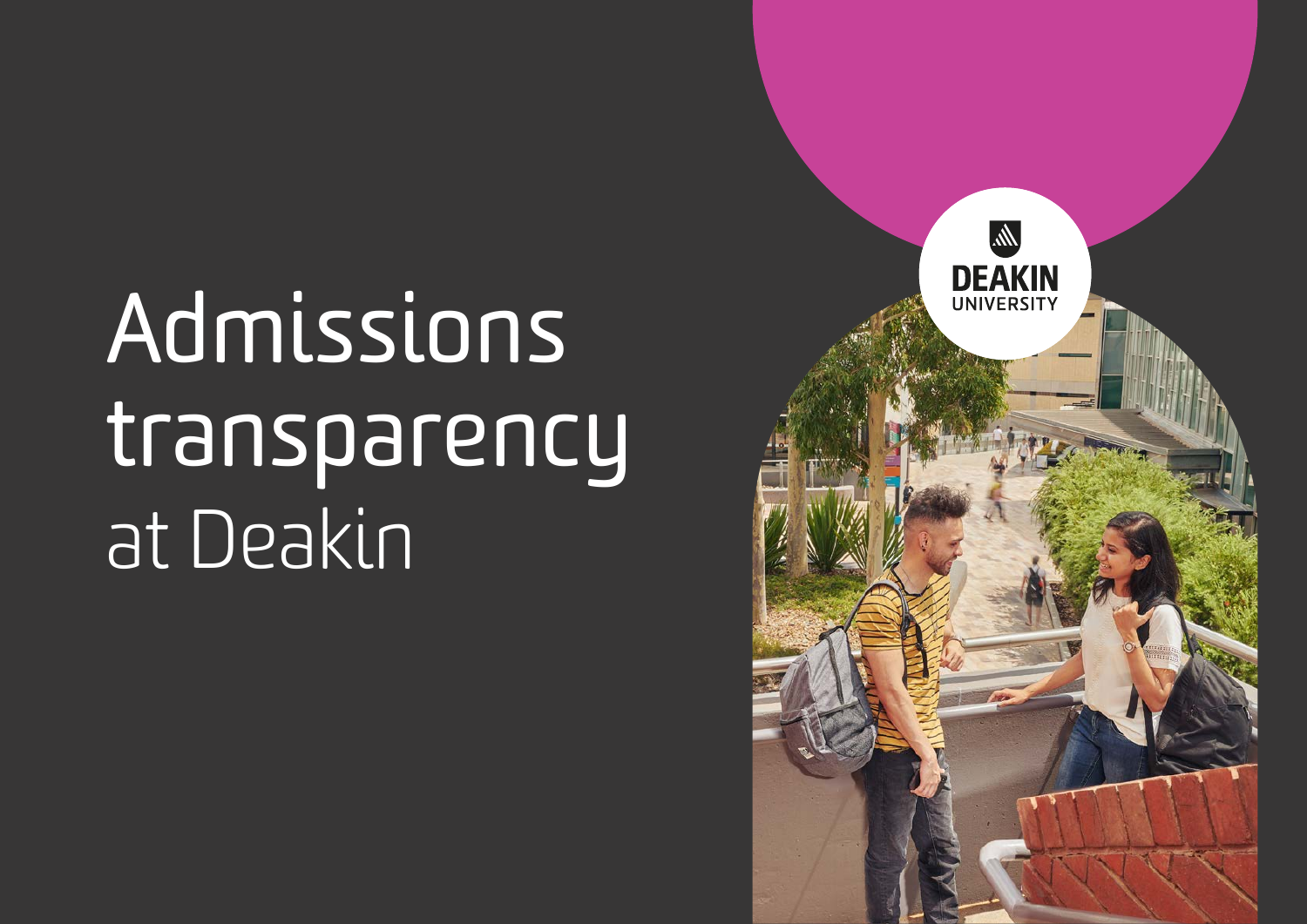# Admissions transparency at Deakin

DEAKIN UNIVERSITY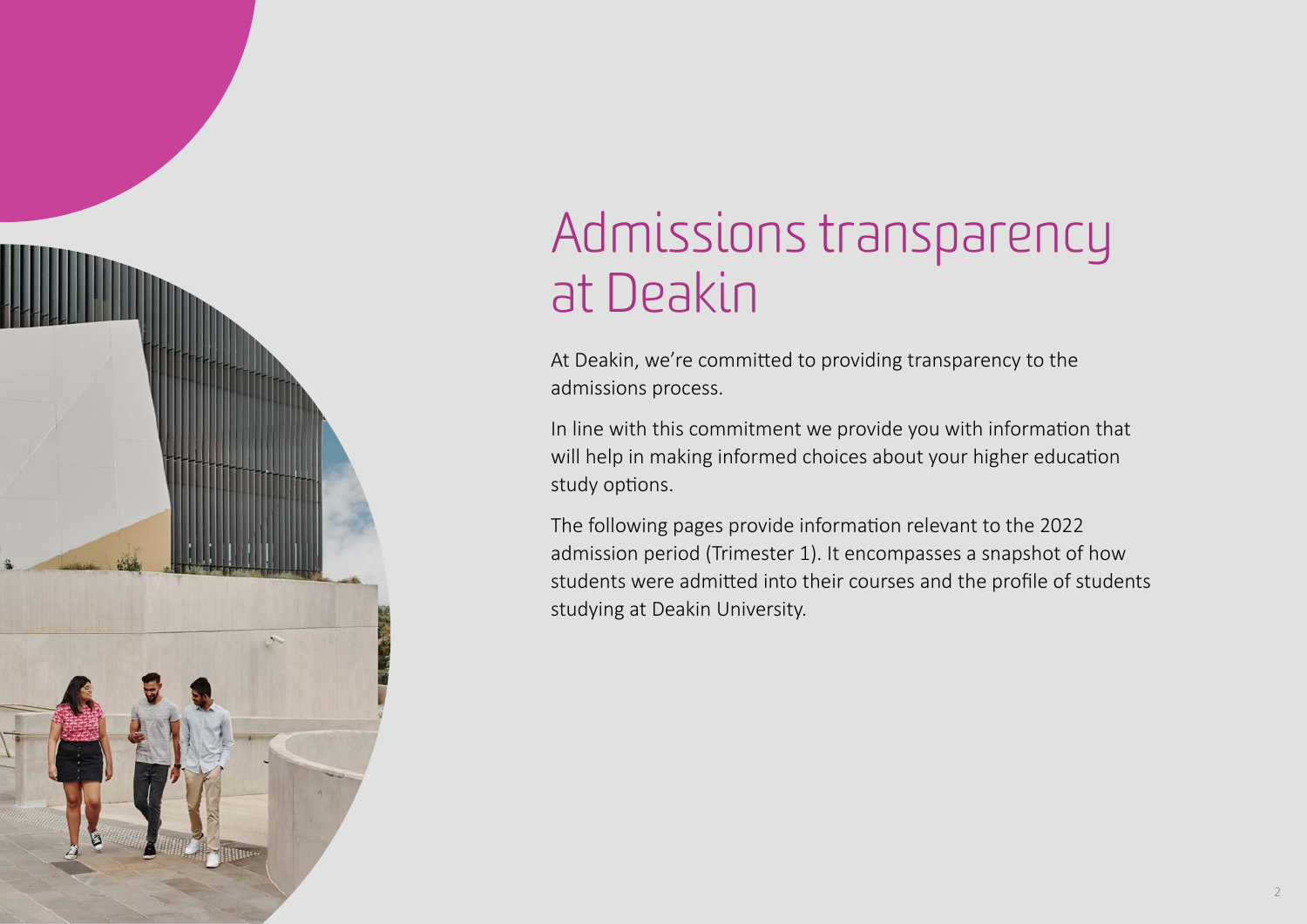# Admissions transparency at Deakin

At Deakin, we're committed to providing transparency to the admissions process.

In line with this commitment we provide you with information that will help in making informed choices about your higher education study options.

The following pages provide information relevant to the 2022 admission period (Trimester 1). It encompasses a snapshot of how students were admitted into their courses and the profile of students studying at Deakin University.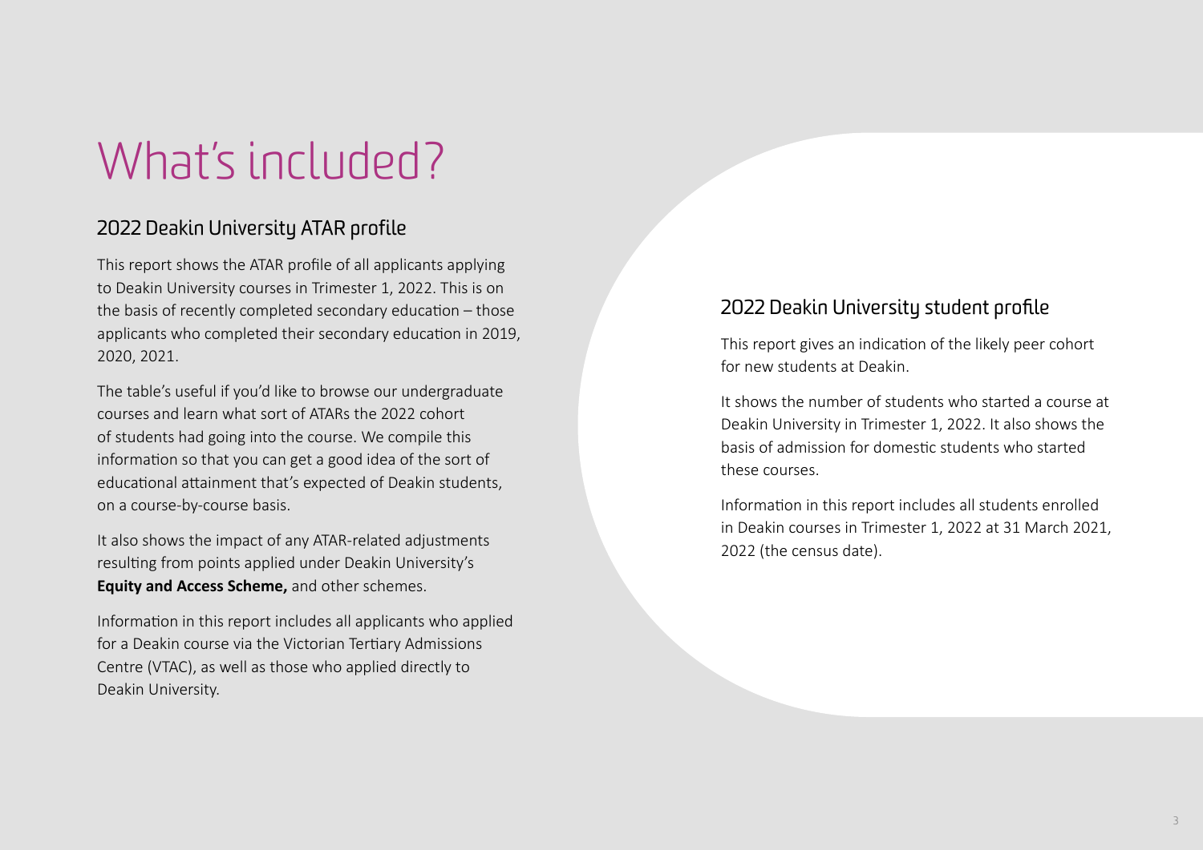# What's included?

## 2022 Deakin University ATAR profile

This report shows the ATAR profile of all applicants applying to Deakin University courses in Trimester 1, 2022. This is on the basis of recently completed secondary education – those applicants who completed their secondary education in 2019, 2020, 2021.

The table's useful if you'd like to browse our undergraduate courses and learn what sort of ATARs the 2022 cohort of students had going into the course. We compile this information so that you can get a good idea of the sort of educational attainment that's expected of Deakin students, on a course-by-course basis.

It also shows the impact of any ATAR-related adjustments resulting from points applied under Deakin University's **Equity and Access Scheme,** and other schemes.

Information in this report includes all applicants who applied for a Deakin course via the Victorian Tertiary Admissions Centre (VTAC), as well as those who applied directly to Deakin University.

## 2022 Deakin University student profile

This report gives an indication of the likely peer cohort for new students at Deakin.

It shows the number of students who started a course at Deakin University in Trimester 1, 2022. It also shows the basis of admission for domestic students who started these courses.

Information in this report includes all students enrolled in Deakin courses in Trimester 1, 2022 at 31 March 2021, 2022 (the census date).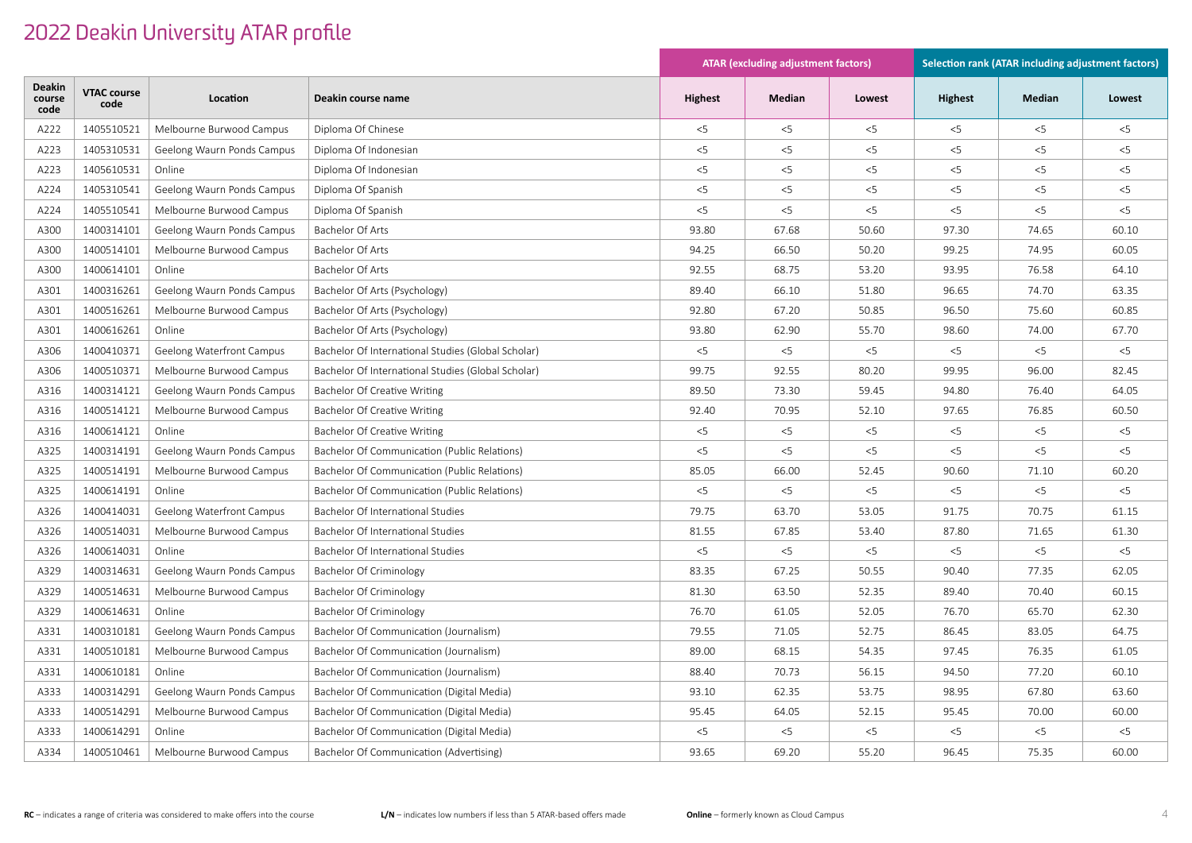# 2022 Deakin University ATAR profile

| Deakin course code | VTAC course code | Location | Deakin course name | ATAR (excluding adjustment factors) | | | Selection rank (ATAR including adjustment factors) | | |
|---|---|---|---|---|---|---|---|---|---|
| | | | | Highest | Median | Lowest | Highest | Median | Lowest |
| A222 | 1405510521 | Melbourne Burwood Campus | Diploma Of Chinese | <5 | <5 | <5 | <5 | <5 | <5 |
| A223 | 1405310531 | Geelong Waurn Ponds Campus | Diploma Of Indonesian | <5 | <5 | <5 | <5 | <5 | <5 |
| A223 | 1405610531 | Online | Diploma Of Indonesian | <5 | <5 | <5 | <5 | <5 | <5 |
| A224 | 1405310541 | Geelong Waurn Ponds Campus | Diploma Of Spanish | <5 | <5 | <5 | <5 | <5 | <5 |
| A224 | 1405510541 | Melbourne Burwood Campus | Diploma Of Spanish | <5 | <5 | <5 | <5 | <5 | <5 |
| A300 | 1400314101 | Geelong Waurn Ponds Campus | Bachelor Of Arts | 93.80 | 67.68 | 50.60 | 97.30 | 74.65 | 60.10 |
| A300 | 1400514101 | Melbourne Burwood Campus | Bachelor Of Arts | 94.25 | 66.50 | 50.20 | 99.25 | 74.95 | 60.05 |
| A300 | 1400614101 | Online | Bachelor Of Arts | 92.55 | 68.75 | 53.20 | 93.95 | 76.58 | 64.10 |
| A301 | 1400316261 | Geelong Waurn Ponds Campus | Bachelor Of Arts (Psychology) | 89.40 | 66.10 | 51.80 | 96.65 | 74.70 | 63.35 |
| A301 | 1400516261 | Melbourne Burwood Campus | Bachelor Of Arts (Psychology) | 92.80 | 67.20 | 50.85 | 96.50 | 75.60 | 60.85 |
| A301 | 1400616261 | Online | Bachelor Of Arts (Psychology) | 93.80 | 62.90 | 55.70 | 98.60 | 74.00 | 67.70 |
| A306 | 1400410371 | Geelong Waterfront Campus | Bachelor Of International Studies (Global Scholar) | <5 | <5 | <5 | <5 | <5 | <5 |
| A306 | 1400510371 | Melbourne Burwood Campus | Bachelor Of International Studies (Global Scholar) | 99.75 | 92.55 | 80.20 | 99.95 | 96.00 | 82.45 |
| A316 | 1400314121 | Geelong Waurn Ponds Campus | Bachelor Of Creative Writing | 89.50 | 73.30 | 59.45 | 94.80 | 76.40 | 64.05 |
| A316 | 1400514121 | Melbourne Burwood Campus | Bachelor Of Creative Writing | 92.40 | 70.95 | 52.10 | 97.65 | 76.85 | 60.50 |
| A316 | 1400614121 | Online | Bachelor Of Creative Writing | <5 | <5 | <5 | <5 | <5 | <5 |
| A325 | 1400314191 | Geelong Waurn Ponds Campus | Bachelor Of Communication (Public Relations) | <5 | <5 | <5 | <5 | <5 | <5 |
| A325 | 1400514191 | Melbourne Burwood Campus | Bachelor Of Communication (Public Relations) | 85.05 | 66.00 | 52.45 | 90.60 | 71.10 | 60.20 |
| A325 | 1400614191 | Online | Bachelor Of Communication (Public Relations) | <5 | <5 | <5 | <5 | <5 | <5 |
| A326 | 1400414031 | Geelong Waterfront Campus | Bachelor Of International Studies | 79.75 | 63.70 | 53.05 | 91.75 | 70.75 | 61.15 |
| A326 | 1400514031 | Melbourne Burwood Campus | Bachelor Of International Studies | 81.55 | 67.85 | 53.40 | 87.80 | 71.65 | 61.30 |
| A326 | 1400614031 | Online | Bachelor Of International Studies | <5 | <5 | <5 | <5 | <5 | <5 |
| A329 | 1400314631 | Geelong Waurn Ponds Campus | Bachelor Of Criminology | 83.35 | 67.25 | 50.55 | 90.40 | 77.35 | 62.05 |
| A329 | 1400514631 | Melbourne Burwood Campus | Bachelor Of Criminology | 81.30 | 63.50 | 52.35 | 89.40 | 70.40 | 60.15 |
| A329 | 1400614631 | Online | Bachelor Of Criminology | 76.70 | 61.05 | 52.05 | 76.70 | 65.70 | 62.30 |
| A331 | 1400310181 | Geelong Waurn Ponds Campus | Bachelor Of Communication (Journalism) | 79.55 | 71.05 | 52.75 | 86.45 | 83.05 | 64.75 |
| A331 | 1400510181 | Melbourne Burwood Campus | Bachelor Of Communication (Journalism) | 89.00 | 68.15 | 54.35 | 97.45 | 76.35 | 61.05 |
| A331 | 1400610181 | Online | Bachelor Of Communication (Journalism) | 88.40 | 70.73 | 56.15 | 94.50 | 77.20 | 60.10 |
| A333 | 1400314291 | Geelong Waurn Ponds Campus | Bachelor Of Communication (Digital Media) | 93.10 | 62.35 | 53.75 | 98.95 | 67.80 | 63.60 |
| A333 | 1400514291 | Melbourne Burwood Campus | Bachelor Of Communication (Digital Media) | 95.45 | 64.05 | 52.15 | 95.45 | 70.00 | 60.00 |
| A333 | 1400614291 | Online | Bachelor Of Communication (Digital Media) | <5 | <5 | <5 | <5 | <5 | <5 |
| A334 | 1400510461 | Melbourne Burwood Campus | Bachelor Of Communication (Advertising) | 93.65 | 69.20 | 55.20 | 96.45 | 75.35 | 60.00 |

**RC** – indicates a range of criteria was considered to make offers into the course    **L/N** – indicates low numbers if less than 5 ATAR-based offers made    **Online** – formerly known as Cloud Campus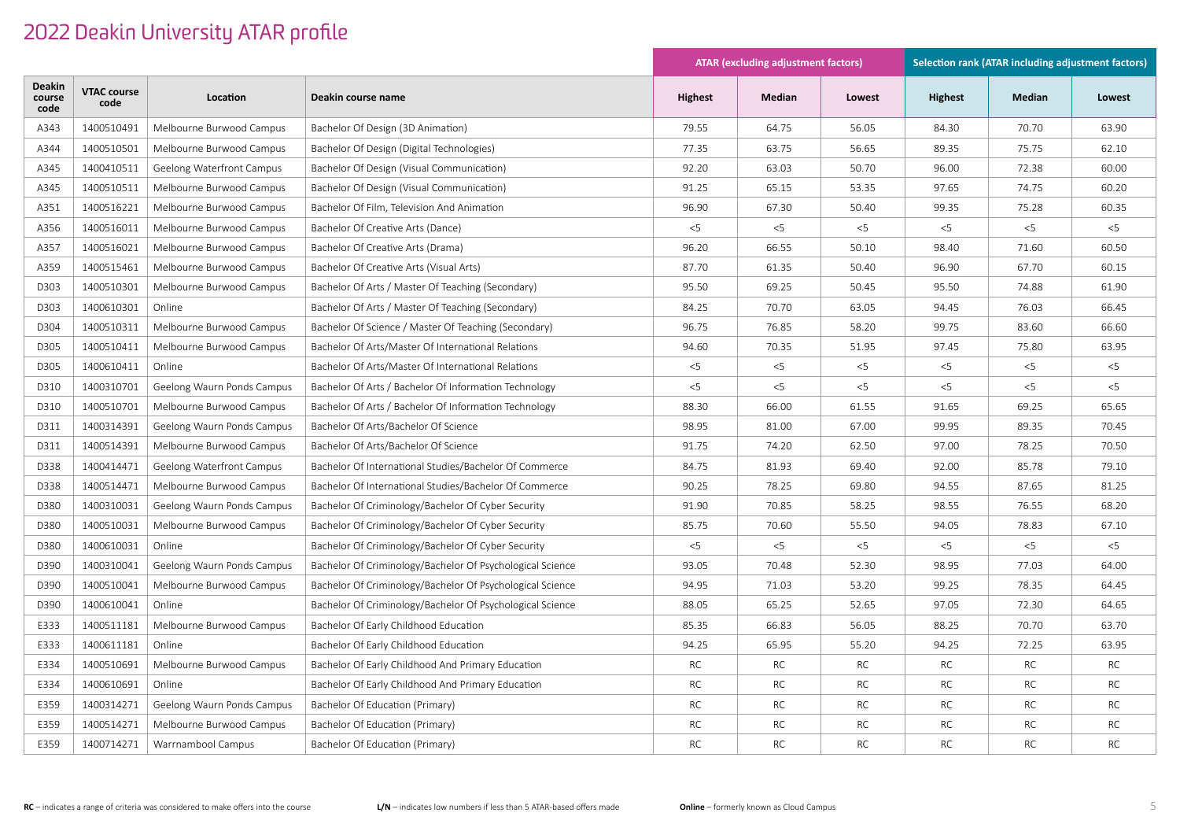# 2022 Deakin University ATAR profile

| Deakin course code | VTAC course code | Location | Deakin course name | ATAR (excluding adjustment factors) | | | Selection rank (ATAR including adjustment factors) | | |
|---|---|---|---|---|---|---|---|---|---|
| | | | | Highest | Median | Lowest | Highest | Median | Lowest |
| A343 | 1400510491 | Melbourne Burwood Campus | Bachelor Of Design (3D Animation) | 79.55 | 64.75 | 56.05 | 84.30 | 70.70 | 63.90 |
| A344 | 1400510501 | Melbourne Burwood Campus | Bachelor Of Design (Digital Technologies) | 77.35 | 63.75 | 56.65 | 89.35 | 75.75 | 62.10 |
| A345 | 1400410511 | Geelong Waterfront Campus | Bachelor Of Design (Visual Communication) | 92.20 | 63.03 | 50.70 | 96.00 | 72.38 | 60.00 |
| A345 | 1400510511 | Melbourne Burwood Campus | Bachelor Of Design (Visual Communication) | 91.25 | 65.15 | 53.35 | 97.65 | 74.75 | 60.20 |
| A351 | 1400516221 | Melbourne Burwood Campus | Bachelor Of Film, Television And Animation | 96.90 | 67.30 | 50.40 | 99.35 | 75.28 | 60.35 |
| A356 | 1400516011 | Melbourne Burwood Campus | Bachelor Of Creative Arts (Dance) | <5 | <5 | <5 | <5 | <5 | <5 |
| A357 | 1400516021 | Melbourne Burwood Campus | Bachelor Of Creative Arts (Drama) | 96.20 | 66.55 | 50.10 | 98.40 | 71.60 | 60.50 |
| A359 | 1400515461 | Melbourne Burwood Campus | Bachelor Of Creative Arts (Visual Arts) | 87.70 | 61.35 | 50.40 | 96.90 | 67.70 | 60.15 |
| D303 | 1400510301 | Melbourne Burwood Campus | Bachelor Of Arts / Master Of Teaching (Secondary) | 95.50 | 69.25 | 50.45 | 95.50 | 74.88 | 61.90 |
| D303 | 1400610301 | Online | Bachelor Of Arts / Master Of Teaching (Secondary) | 84.25 | 70.70 | 63.05 | 94.45 | 76.03 | 66.45 |
| D304 | 1400510311 | Melbourne Burwood Campus | Bachelor Of Science / Master Of Teaching (Secondary) | 96.75 | 76.85 | 58.20 | 99.75 | 83.60 | 66.60 |
| D305 | 1400510411 | Melbourne Burwood Campus | Bachelor Of Arts/Master Of International Relations | 94.60 | 70.35 | 51.95 | 97.45 | 75.80 | 63.95 |
| D305 | 1400610411 | Online | Bachelor Of Arts/Master Of International Relations | <5 | <5 | <5 | <5 | <5 | <5 |
| D310 | 1400310701 | Geelong Waurn Ponds Campus | Bachelor Of Arts / Bachelor Of Information Technology | <5 | <5 | <5 | <5 | <5 | <5 |
| D310 | 1400510701 | Melbourne Burwood Campus | Bachelor Of Arts / Bachelor Of Information Technology | 88.30 | 66.00 | 61.55 | 91.65 | 69.25 | 65.65 |
| D311 | 1400314391 | Geelong Waurn Ponds Campus | Bachelor Of Arts/Bachelor Of Science | 98.95 | 81.00 | 67.00 | 99.95 | 89.35 | 70.45 |
| D311 | 1400514391 | Melbourne Burwood Campus | Bachelor Of Arts/Bachelor Of Science | 91.75 | 74.20 | 62.50 | 97.00 | 78.25 | 70.50 |
| D338 | 1400414471 | Geelong Waterfront Campus | Bachelor Of International Studies/Bachelor Of Commerce | 84.75 | 81.93 | 69.40 | 92.00 | 85.78 | 79.10 |
| D338 | 1400514471 | Melbourne Burwood Campus | Bachelor Of International Studies/Bachelor Of Commerce | 90.25 | 78.25 | 69.80 | 94.55 | 87.65 | 81.25 |
| D380 | 1400310031 | Geelong Waurn Ponds Campus | Bachelor Of Criminology/Bachelor Of Cyber Security | 91.90 | 70.85 | 58.25 | 98.55 | 76.55 | 68.20 |
| D380 | 1400510031 | Melbourne Burwood Campus | Bachelor Of Criminology/Bachelor Of Cyber Security | 85.75 | 70.60 | 55.50 | 94.05 | 78.83 | 67.10 |
| D380 | 1400610031 | Online | Bachelor Of Criminology/Bachelor Of Cyber Security | <5 | <5 | <5 | <5 | <5 | <5 |
| D390 | 1400310041 | Geelong Waurn Ponds Campus | Bachelor Of Criminology/Bachelor Of Psychological Science | 93.05 | 70.48 | 52.30 | 98.95 | 77.03 | 64.00 |
| D390 | 1400510041 | Melbourne Burwood Campus | Bachelor Of Criminology/Bachelor Of Psychological Science | 94.95 | 71.03 | 53.20 | 99.25 | 78.35 | 64.45 |
| D390 | 1400610041 | Online | Bachelor Of Criminology/Bachelor Of Psychological Science | 88.05 | 65.25 | 52.65 | 97.05 | 72.30 | 64.65 |
| E333 | 1400511181 | Melbourne Burwood Campus | Bachelor Of Early Childhood Education | 85.35 | 66.83 | 56.05 | 88.25 | 70.70 | 63.70 |
| E333 | 1400611181 | Online | Bachelor Of Early Childhood Education | 94.25 | 65.95 | 55.20 | 94.25 | 72.25 | 63.95 |
| E334 | 1400510691 | Melbourne Burwood Campus | Bachelor Of Early Childhood And Primary Education | RC | RC | RC | RC | RC | RC |
| E334 | 1400610691 | Online | Bachelor Of Early Childhood And Primary Education | RC | RC | RC | RC | RC | RC |
| E359 | 1400314271 | Geelong Waurn Ponds Campus | Bachelor Of Education (Primary) | RC | RC | RC | RC | RC | RC |
| E359 | 1400514271 | Melbourne Burwood Campus | Bachelor Of Education (Primary) | RC | RC | RC | RC | RC | RC |
| E359 | 1400714271 | Warrnambool Campus | Bachelor Of Education (Primary) | RC | RC | RC | RC | RC | RC |

**RC** – indicates a range of criteria was considered to make offers into the course

**L/N** – indicates low numbers if less than 5 ATAR-based offers made

**Online** – formerly known as Cloud Campus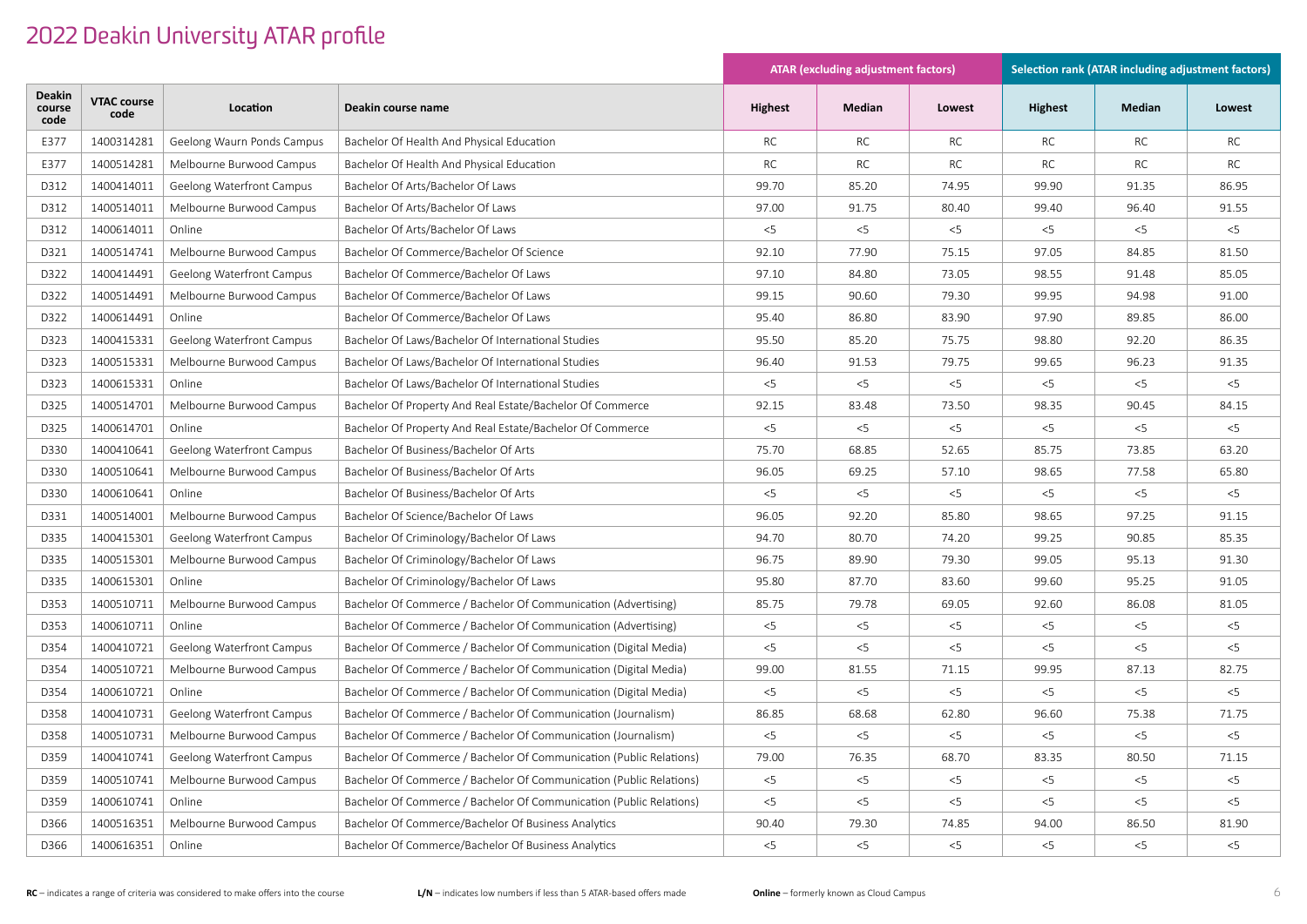# 2022 Deakin University ATAR profile

| Deakin course code | VTAC course code | Location | Deakin course name | ATAR (excluding adjustment factors) | | | Selection rank (ATAR including adjustment factors) | | |
|---|---|---|---|---|---|---|---|---|---|
| | | | | Highest | Median | Lowest | Highest | Median | Lowest |
| E377 | 1400314281 | Geelong Waurn Ponds Campus | Bachelor Of Health And Physical Education | RC | RC | RC | RC | RC | RC |
| E377 | 1400514281 | Melbourne Burwood Campus | Bachelor Of Health And Physical Education | RC | RC | RC | RC | RC | RC |
| D312 | 1400414011 | Geelong Waterfront Campus | Bachelor Of Arts/Bachelor Of Laws | 99.70 | 85.20 | 74.95 | 99.90 | 91.35 | 86.95 |
| D312 | 1400514011 | Melbourne Burwood Campus | Bachelor Of Arts/Bachelor Of Laws | 97.00 | 91.75 | 80.40 | 99.40 | 96.40 | 91.55 |
| D312 | 1400614011 | Online | Bachelor Of Arts/Bachelor Of Laws | <5 | <5 | <5 | <5 | <5 | <5 |
| D321 | 1400514741 | Melbourne Burwood Campus | Bachelor Of Commerce/Bachelor Of Science | 92.10 | 77.90 | 75.15 | 97.05 | 84.85 | 81.50 |
| D322 | 1400414491 | Geelong Waterfront Campus | Bachelor Of Commerce/Bachelor Of Laws | 97.10 | 84.80 | 73.05 | 98.55 | 91.48 | 85.05 |
| D322 | 1400514491 | Melbourne Burwood Campus | Bachelor Of Commerce/Bachelor Of Laws | 99.15 | 90.60 | 79.30 | 99.95 | 94.98 | 91.00 |
| D322 | 1400614491 | Online | Bachelor Of Commerce/Bachelor Of Laws | 95.40 | 86.80 | 83.90 | 97.90 | 89.85 | 86.00 |
| D323 | 1400415331 | Geelong Waterfront Campus | Bachelor Of Laws/Bachelor Of International Studies | 95.50 | 85.20 | 75.75 | 98.80 | 92.20 | 86.35 |
| D323 | 1400515331 | Melbourne Burwood Campus | Bachelor Of Laws/Bachelor Of International Studies | 96.40 | 91.53 | 79.75 | 99.65 | 96.23 | 91.35 |
| D323 | 1400615331 | Online | Bachelor Of Laws/Bachelor Of International Studies | <5 | <5 | <5 | <5 | <5 | <5 |
| D325 | 1400514701 | Melbourne Burwood Campus | Bachelor Of Property And Real Estate/Bachelor Of Commerce | 92.15 | 83.48 | 73.50 | 98.35 | 90.45 | 84.15 |
| D325 | 1400614701 | Online | Bachelor Of Property And Real Estate/Bachelor Of Commerce | <5 | <5 | <5 | <5 | <5 | <5 |
| D330 | 1400410641 | Geelong Waterfront Campus | Bachelor Of Business/Bachelor Of Arts | 75.70 | 68.85 | 52.65 | 85.75 | 73.85 | 63.20 |
| D330 | 1400510641 | Melbourne Burwood Campus | Bachelor Of Business/Bachelor Of Arts | 96.05 | 69.25 | 57.10 | 98.65 | 77.58 | 65.80 |
| D330 | 1400610641 | Online | Bachelor Of Business/Bachelor Of Arts | <5 | <5 | <5 | <5 | <5 | <5 |
| D331 | 1400514001 | Melbourne Burwood Campus | Bachelor Of Science/Bachelor Of Laws | 96.05 | 92.20 | 85.80 | 98.65 | 97.25 | 91.15 |
| D335 | 1400415301 | Geelong Waterfront Campus | Bachelor Of Criminology/Bachelor Of Laws | 94.70 | 80.70 | 74.20 | 99.25 | 90.85 | 85.35 |
| D335 | 1400515301 | Melbourne Burwood Campus | Bachelor Of Criminology/Bachelor Of Laws | 96.75 | 89.90 | 79.30 | 99.05 | 95.13 | 91.30 |
| D335 | 1400615301 | Online | Bachelor Of Criminology/Bachelor Of Laws | 95.80 | 87.70 | 83.60 | 99.60 | 95.25 | 91.05 |
| D353 | 1400510711 | Melbourne Burwood Campus | Bachelor Of Commerce / Bachelor Of Communication (Advertising) | 85.75 | 79.78 | 69.05 | 92.60 | 86.08 | 81.05 |
| D353 | 1400610711 | Online | Bachelor Of Commerce / Bachelor Of Communication (Advertising) | <5 | <5 | <5 | <5 | <5 | <5 |
| D354 | 1400410721 | Geelong Waterfront Campus | Bachelor Of Commerce / Bachelor Of Communication (Digital Media) | <5 | <5 | <5 | <5 | <5 | <5 |
| D354 | 1400510721 | Melbourne Burwood Campus | Bachelor Of Commerce / Bachelor Of Communication (Digital Media) | 99.00 | 81.55 | 71.15 | 99.95 | 87.13 | 82.75 |
| D354 | 1400610721 | Online | Bachelor Of Commerce / Bachelor Of Communication (Digital Media) | <5 | <5 | <5 | <5 | <5 | <5 |
| D358 | 1400410731 | Geelong Waterfront Campus | Bachelor Of Commerce / Bachelor Of Communication (Journalism) | 86.85 | 68.68 | 62.80 | 96.60 | 75.38 | 71.75 |
| D358 | 1400510731 | Melbourne Burwood Campus | Bachelor Of Commerce / Bachelor Of Communication (Journalism) | <5 | <5 | <5 | <5 | <5 | <5 |
| D359 | 1400410741 | Geelong Waterfront Campus | Bachelor Of Commerce / Bachelor Of Communication (Public Relations) | 79.00 | 76.35 | 68.70 | 83.35 | 80.50 | 71.15 |
| D359 | 1400510741 | Melbourne Burwood Campus | Bachelor Of Commerce / Bachelor Of Communication (Public Relations) | <5 | <5 | <5 | <5 | <5 | <5 |
| D359 | 1400610741 | Online | Bachelor Of Commerce / Bachelor Of Communication (Public Relations) | <5 | <5 | <5 | <5 | <5 | <5 |
| D366 | 1400516351 | Melbourne Burwood Campus | Bachelor Of Commerce/Bachelor Of Business Analytics | 90.40 | 79.30 | 74.85 | 94.00 | 86.50 | 81.90 |
| D366 | 1400616351 | Online | Bachelor Of Commerce/Bachelor Of Business Analytics | <5 | <5 | <5 | <5 | <5 | <5 |

**RC** – indicates a range of criteria was considered to make offers into the course

**L/N** – indicates low numbers if less than 5 ATAR-based offers made

**Online** – formerly known as Cloud Campus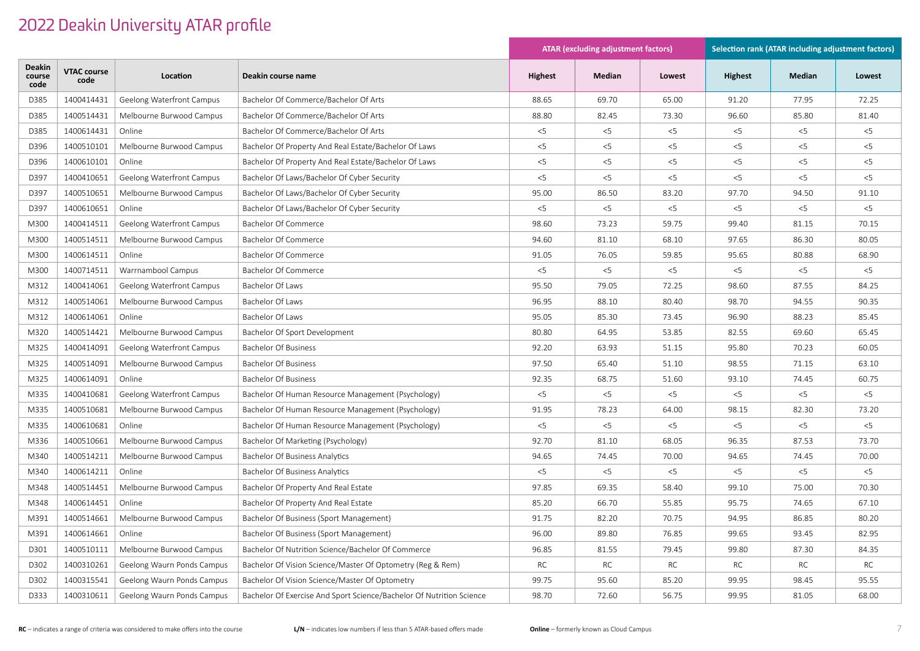# 2022 Deakin University ATAR profile

| Deakin course code | VTAC course code | Location | Deakin course name | ATAR (excluding adjustment factors) | | | Selection rank (ATAR including adjustment factors) | | |
|---|---|---|---|---|---|---|---|---|---|
| | | | | Highest | Median | Lowest | Highest | Median | Lowest |
| D385 | 1400414431 | Geelong Waterfront Campus | Bachelor Of Commerce/Bachelor Of Arts | 88.65 | 69.70 | 65.00 | 91.20 | 77.95 | 72.25 |
| D385 | 1400514431 | Melbourne Burwood Campus | Bachelor Of Commerce/Bachelor Of Arts | 88.80 | 82.45 | 73.30 | 96.60 | 85.80 | 81.40 |
| D385 | 1400614431 | Online | Bachelor Of Commerce/Bachelor Of Arts | <5 | <5 | <5 | <5 | <5 | <5 |
| D396 | 1400510101 | Melbourne Burwood Campus | Bachelor Of Property And Real Estate/Bachelor Of Laws | <5 | <5 | <5 | <5 | <5 | <5 |
| D396 | 1400610101 | Online | Bachelor Of Property And Real Estate/Bachelor Of Laws | <5 | <5 | <5 | <5 | <5 | <5 |
| D397 | 1400410651 | Geelong Waterfront Campus | Bachelor Of Laws/Bachelor Of Cyber Security | <5 | <5 | <5 | <5 | <5 | <5 |
| D397 | 1400510651 | Melbourne Burwood Campus | Bachelor Of Laws/Bachelor Of Cyber Security | 95.00 | 86.50 | 83.20 | 97.70 | 94.50 | 91.10 |
| D397 | 1400610651 | Online | Bachelor Of Laws/Bachelor Of Cyber Security | <5 | <5 | <5 | <5 | <5 | <5 |
| M300 | 1400414511 | Geelong Waterfront Campus | Bachelor Of Commerce | 98.60 | 73.23 | 59.75 | 99.40 | 81.15 | 70.15 |
| M300 | 1400514511 | Melbourne Burwood Campus | Bachelor Of Commerce | 94.60 | 81.10 | 68.10 | 97.65 | 86.30 | 80.05 |
| M300 | 1400614511 | Online | Bachelor Of Commerce | 91.05 | 76.05 | 59.85 | 95.65 | 80.88 | 68.90 |
| M300 | 1400714511 | Warrnambool Campus | Bachelor Of Commerce | <5 | <5 | <5 | <5 | <5 | <5 |
| M312 | 1400414061 | Geelong Waterfront Campus | Bachelor Of Laws | 95.50 | 79.05 | 72.25 | 98.60 | 87.55 | 84.25 |
| M312 | 1400514061 | Melbourne Burwood Campus | Bachelor Of Laws | 96.95 | 88.10 | 80.40 | 98.70 | 94.55 | 90.35 |
| M312 | 1400614061 | Online | Bachelor Of Laws | 95.05 | 85.30 | 73.45 | 96.90 | 88.23 | 85.45 |
| M320 | 1400514421 | Melbourne Burwood Campus | Bachelor Of Sport Development | 80.80 | 64.95 | 53.85 | 82.55 | 69.60 | 65.45 |
| M325 | 1400414091 | Geelong Waterfront Campus | Bachelor Of Business | 92.20 | 63.93 | 51.15 | 95.80 | 70.23 | 60.05 |
| M325 | 1400514091 | Melbourne Burwood Campus | Bachelor Of Business | 97.50 | 65.40 | 51.10 | 98.55 | 71.15 | 63.10 |
| M325 | 1400614091 | Online | Bachelor Of Business | 92.35 | 68.75 | 51.60 | 93.10 | 74.45 | 60.75 |
| M335 | 1400410681 | Geelong Waterfront Campus | Bachelor Of Human Resource Management (Psychology) | <5 | <5 | <5 | <5 | <5 | <5 |
| M335 | 1400510681 | Melbourne Burwood Campus | Bachelor Of Human Resource Management (Psychology) | 91.95 | 78.23 | 64.00 | 98.15 | 82.30 | 73.20 |
| M335 | 1400610681 | Online | Bachelor Of Human Resource Management (Psychology) | <5 | <5 | <5 | <5 | <5 | <5 |
| M336 | 1400510661 | Melbourne Burwood Campus | Bachelor Of Marketing (Psychology) | 92.70 | 81.10 | 68.05 | 96.35 | 87.53 | 73.70 |
| M340 | 1400514211 | Melbourne Burwood Campus | Bachelor Of Business Analytics | 94.65 | 74.45 | 70.00 | 94.65 | 74.45 | 70.00 |
| M340 | 1400614211 | Online | Bachelor Of Business Analytics | <5 | <5 | <5 | <5 | <5 | <5 |
| M348 | 1400514451 | Melbourne Burwood Campus | Bachelor Of Property And Real Estate | 97.85 | 69.35 | 58.40 | 99.10 | 75.00 | 70.30 |
| M348 | 1400614451 | Online | Bachelor Of Property And Real Estate | 85.20 | 66.70 | 55.85 | 95.75 | 74.65 | 67.10 |
| M391 | 1400514661 | Melbourne Burwood Campus | Bachelor Of Business (Sport Management) | 91.75 | 82.20 | 70.75 | 94.95 | 86.85 | 80.20 |
| M391 | 1400614661 | Online | Bachelor Of Business (Sport Management) | 96.00 | 89.80 | 76.85 | 99.65 | 93.45 | 82.95 |
| D301 | 1400510111 | Melbourne Burwood Campus | Bachelor Of Nutrition Science/Bachelor Of Commerce | 96.85 | 81.55 | 79.45 | 99.80 | 87.30 | 84.35 |
| D302 | 1400310261 | Geelong Waurn Ponds Campus | Bachelor Of Vision Science/Master Of Optometry (Reg & Rem) | RC | RC | RC | RC | RC | RC |
| D302 | 1400315541 | Geelong Waurn Ponds Campus | Bachelor Of Vision Science/Master Of Optometry | 99.75 | 95.60 | 85.20 | 99.95 | 98.45 | 95.55 |
| D333 | 1400310611 | Geelong Waurn Ponds Campus | Bachelor Of Exercise And Sport Science/Bachelor Of Nutrition Science | 98.70 | 72.60 | 56.75 | 99.95 | 81.05 | 68.00 |

**RC** – indicates a range of criteria was considered to make offers into the course

**L/N** – indicates low numbers if less than 5 ATAR-based offers made

**Online** – formerly known as Cloud Campus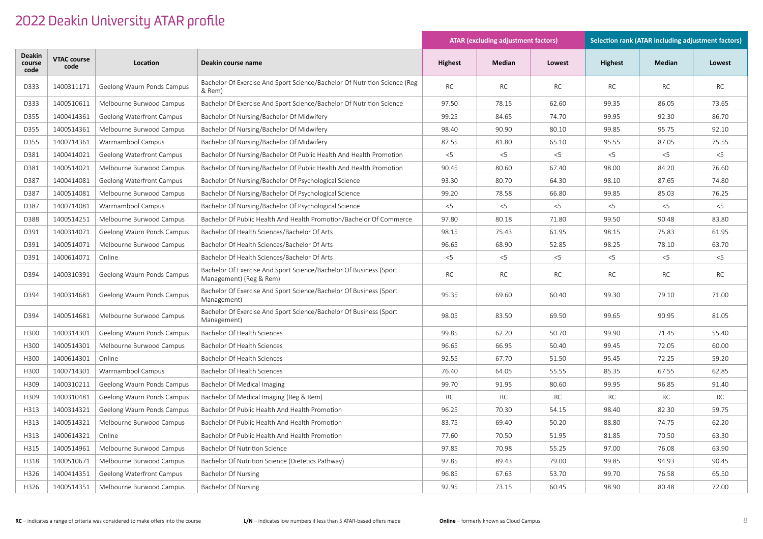# 2022 Deakin University ATAR profile

| Deakin course code | VTAC course code | Location | Deakin course name | ATAR (excluding adjustment factors) | | | Selection rank (ATAR including adjustment factors) | | |
|---|---|---|---|---|---|---|---|---|---|
| | | | | Highest | Median | Lowest | Highest | Median | Lowest |
| D333 | 1400311171 | Geelong Waurn Ponds Campus | Bachelor Of Exercise And Sport Science/Bachelor Of Nutrition Science (Reg & Rem) | RC | RC | RC | RC | RC | RC |
| D333 | 1400510611 | Melbourne Burwood Campus | Bachelor Of Exercise And Sport Science/Bachelor Of Nutrition Science | 97.50 | 78.15 | 62.60 | 99.35 | 86.05 | 73.65 |
| D355 | 1400414361 | Geelong Waterfront Campus | Bachelor Of Nursing/Bachelor Of Midwifery | 99.25 | 84.65 | 74.70 | 99.95 | 92.30 | 86.70 |
| D355 | 1400514361 | Melbourne Burwood Campus | Bachelor Of Nursing/Bachelor Of Midwifery | 98.40 | 90.90 | 80.10 | 99.85 | 95.75 | 92.10 |
| D355 | 1400714361 | Warrnambool Campus | Bachelor Of Nursing/Bachelor Of Midwifery | 87.55 | 81.80 | 65.10 | 95.55 | 87.05 | 75.55 |
| D381 | 1400414021 | Geelong Waterfront Campus | Bachelor Of Nursing/Bachelor Of Public Health And Health Promotion | <5 | <5 | <5 | <5 | <5 | <5 |
| D381 | 1400514021 | Melbourne Burwood Campus | Bachelor Of Nursing/Bachelor Of Public Health And Health Promotion | 90.45 | 80.60 | 67.40 | 98.00 | 84.20 | 76.60 |
| D387 | 1400414081 | Geelong Waterfront Campus | Bachelor Of Nursing/Bachelor Of Psychological Science | 93.30 | 80.70 | 64.30 | 98.10 | 87.65 | 74.80 |
| D387 | 1400514081 | Melbourne Burwood Campus | Bachelor Of Nursing/Bachelor Of Psychological Science | 99.20 | 78.58 | 66.80 | 99.85 | 85.03 | 76.25 |
| D387 | 1400714081 | Warrnambool Campus | Bachelor Of Nursing/Bachelor Of Psychological Science | <5 | <5 | <5 | <5 | <5 | <5 |
| D388 | 1400514251 | Melbourne Burwood Campus | Bachelor Of Public Health And Health Promotion/Bachelor Of Commerce | 97.80 | 80.18 | 71.80 | 99.50 | 90.48 | 83.80 |
| D391 | 1400314071 | Geelong Waurn Ponds Campus | Bachelor Of Health Sciences/Bachelor Of Arts | 98.15 | 75.43 | 61.95 | 98.15 | 75.83 | 61.95 |
| D391 | 1400514071 | Melbourne Burwood Campus | Bachelor Of Health Sciences/Bachelor Of Arts | 96.65 | 68.90 | 52.85 | 98.25 | 78.10 | 63.70 |
| D391 | 1400614071 | Online | Bachelor Of Health Sciences/Bachelor Of Arts | <5 | <5 | <5 | <5 | <5 | <5 |
| D394 | 1400310391 | Geelong Waurn Ponds Campus | Bachelor Of Exercise And Sport Science/Bachelor Of Business (Sport Management) (Reg & Rem) | RC | RC | RC | RC | RC | RC |
| D394 | 1400314681 | Geelong Waurn Ponds Campus | Bachelor Of Exercise And Sport Science/Bachelor Of Business (Sport Management) | 95.35 | 69.60 | 60.40 | 99.30 | 79.10 | 71.00 |
| D394 | 1400514681 | Melbourne Burwood Campus | Bachelor Of Exercise And Sport Science/Bachelor Of Business (Sport Management) | 98.05 | 83.50 | 69.50 | 99.65 | 90.95 | 81.05 |
| H300 | 1400314301 | Geelong Waurn Ponds Campus | Bachelor Of Health Sciences | 99.85 | 62.20 | 50.70 | 99.90 | 71.45 | 55.40 |
| H300 | 1400514301 | Melbourne Burwood Campus | Bachelor Of Health Sciences | 96.65 | 66.95 | 50.40 | 99.45 | 72.05 | 60.00 |
| H300 | 1400614301 | Online | Bachelor Of Health Sciences | 92.55 | 67.70 | 51.50 | 95.45 | 72.25 | 59.20 |
| H300 | 1400714301 | Warrnambool Campus | Bachelor Of Health Sciences | 76.40 | 64.05 | 55.55 | 85.35 | 67.55 | 62.85 |
| H309 | 1400310211 | Geelong Waurn Ponds Campus | Bachelor Of Medical Imaging | 99.70 | 91.95 | 80.60 | 99.95 | 96.85 | 91.40 |
| H309 | 1400310481 | Geelong Waurn Ponds Campus | Bachelor Of Medical Imaging (Reg & Rem) | RC | RC | RC | RC | RC | RC |
| H313 | 1400314321 | Geelong Waurn Ponds Campus | Bachelor Of Public Health And Health Promotion | 96.25 | 70.30 | 54.15 | 98.40 | 82.30 | 59.75 |
| H313 | 1400514321 | Melbourne Burwood Campus | Bachelor Of Public Health And Health Promotion | 83.75 | 69.40 | 50.20 | 88.80 | 74.75 | 62.20 |
| H313 | 1400614321 | Online | Bachelor Of Public Health And Health Promotion | 77.60 | 70.50 | 51.95 | 81.85 | 70.50 | 63.30 |
| H315 | 1400514961 | Melbourne Burwood Campus | Bachelor Of Nutrition Science | 97.85 | 70.98 | 55.25 | 97.00 | 76.08 | 63.90 |
| H318 | 1400510671 | Melbourne Burwood Campus | Bachelor Of Nutrition Science (Dietetics Pathway) | 97.85 | 89.43 | 79.00 | 99.85 | 94.93 | 90.45 |
| H326 | 1400414351 | Geelong Waterfront Campus | Bachelor Of Nursing | 96.85 | 67.63 | 53.70 | 99.70 | 76.58 | 65.50 |
| H326 | 1400514351 | Melbourne Burwood Campus | Bachelor Of Nursing | 92.95 | 73.15 | 60.45 | 98.90 | 80.48 | 72.00 |

**RC** – indicates a range of criteria was considered to make offers into the course

**L/N** – indicates low numbers if less than 5 ATAR-based offers made

**Online** – formerly known as Cloud Campus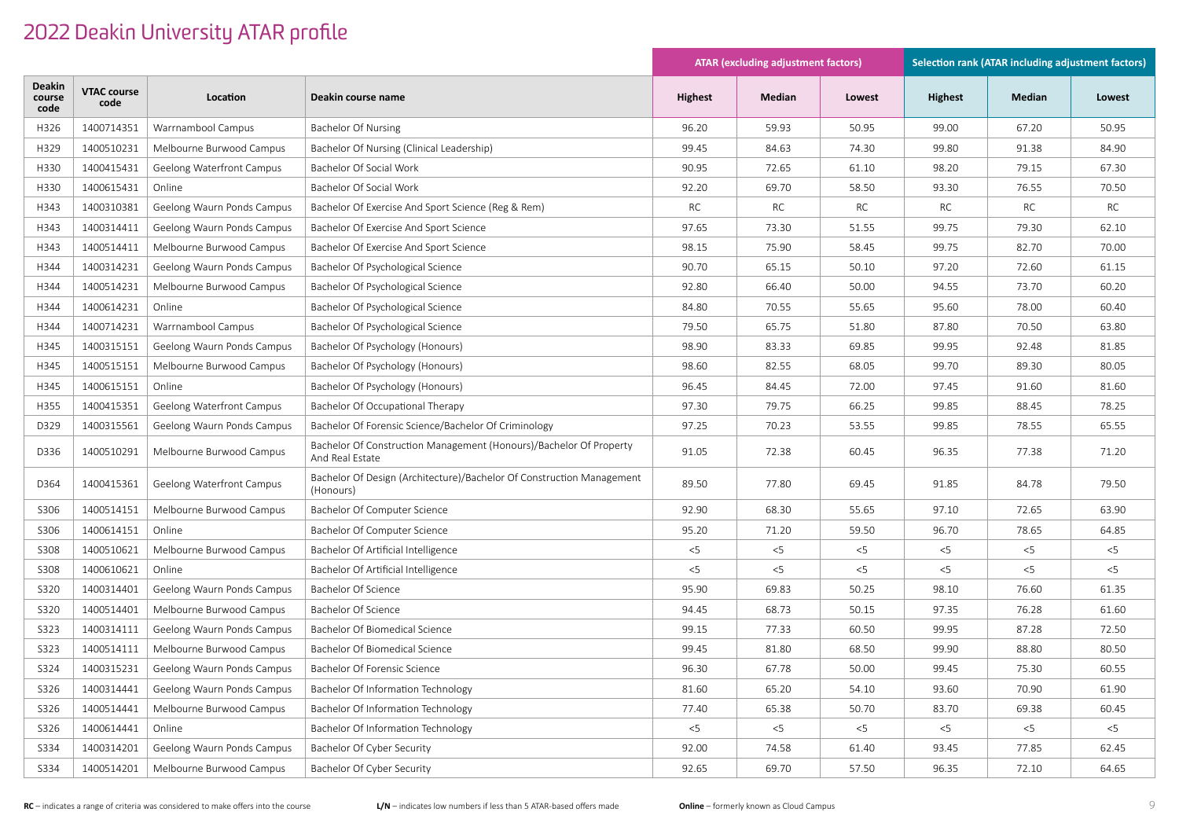# 2022 Deakin University ATAR profile

| Deakin course code | VTAC course code | Location | Deakin course name | ATAR (excluding adjustment factors) | | | Selection rank (ATAR including adjustment factors) | | |
|---|---|---|---|---|---|---|---|---|---|
| | | | | Highest | Median | Lowest | Highest | Median | Lowest |
| H326 | 1400714351 | Warrnambool Campus | Bachelor Of Nursing | 96.20 | 59.93 | 50.95 | 99.00 | 67.20 | 50.95 |
| H329 | 1400510231 | Melbourne Burwood Campus | Bachelor Of Nursing (Clinical Leadership) | 99.45 | 84.63 | 74.30 | 99.80 | 91.38 | 84.90 |
| H330 | 1400415431 | Geelong Waterfront Campus | Bachelor Of Social Work | 90.95 | 72.65 | 61.10 | 98.20 | 79.15 | 67.30 |
| H330 | 1400615431 | Online | Bachelor Of Social Work | 92.20 | 69.70 | 58.50 | 93.30 | 76.55 | 70.50 |
| H343 | 1400310381 | Geelong Waurn Ponds Campus | Bachelor Of Exercise And Sport Science (Reg & Rem) | RC | RC | RC | RC | RC | RC |
| H343 | 1400314411 | Geelong Waurn Ponds Campus | Bachelor Of Exercise And Sport Science | 97.65 | 73.30 | 51.55 | 99.75 | 79.30 | 62.10 |
| H343 | 1400514411 | Melbourne Burwood Campus | Bachelor Of Exercise And Sport Science | 98.15 | 75.90 | 58.45 | 99.75 | 82.70 | 70.00 |
| H344 | 1400314231 | Geelong Waurn Ponds Campus | Bachelor Of Psychological Science | 90.70 | 65.15 | 50.10 | 97.20 | 72.60 | 61.15 |
| H344 | 1400514231 | Melbourne Burwood Campus | Bachelor Of Psychological Science | 92.80 | 66.40 | 50.00 | 94.55 | 73.70 | 60.20 |
| H344 | 1400614231 | Online | Bachelor Of Psychological Science | 84.80 | 70.55 | 55.65 | 95.60 | 78.00 | 60.40 |
| H344 | 1400714231 | Warrnambool Campus | Bachelor Of Psychological Science | 79.50 | 65.75 | 51.80 | 87.80 | 70.50 | 63.80 |
| H345 | 1400315151 | Geelong Waurn Ponds Campus | Bachelor Of Psychology (Honours) | 98.90 | 83.33 | 69.85 | 99.95 | 92.48 | 81.85 |
| H345 | 1400515151 | Melbourne Burwood Campus | Bachelor Of Psychology (Honours) | 98.60 | 82.55 | 68.05 | 99.70 | 89.30 | 80.05 |
| H345 | 1400615151 | Online | Bachelor Of Psychology (Honours) | 96.45 | 84.45 | 72.00 | 97.45 | 91.60 | 81.60 |
| H355 | 1400415351 | Geelong Waterfront Campus | Bachelor Of Occupational Therapy | 97.30 | 79.75 | 66.25 | 99.85 | 88.45 | 78.25 |
| D329 | 1400315561 | Geelong Waurn Ponds Campus | Bachelor Of Forensic Science/Bachelor Of Criminology | 97.25 | 70.23 | 53.55 | 99.85 | 78.55 | 65.55 |
| D336 | 1400510291 | Melbourne Burwood Campus | Bachelor Of Construction Management (Honours)/Bachelor Of Property And Real Estate | 91.05 | 72.38 | 60.45 | 96.35 | 77.38 | 71.20 |
| D364 | 1400415361 | Geelong Waterfront Campus | Bachelor Of Design (Architecture)/Bachelor Of Construction Management (Honours) | 89.50 | 77.80 | 69.45 | 91.85 | 84.78 | 79.50 |
| S306 | 1400514151 | Melbourne Burwood Campus | Bachelor Of Computer Science | 92.90 | 68.30 | 55.65 | 97.10 | 72.65 | 63.90 |
| S306 | 1400614151 | Online | Bachelor Of Computer Science | 95.20 | 71.20 | 59.50 | 96.70 | 78.65 | 64.85 |
| S308 | 1400510621 | Melbourne Burwood Campus | Bachelor Of Artificial Intelligence | <5 | <5 | <5 | <5 | <5 | <5 |
| S308 | 1400610621 | Online | Bachelor Of Artificial Intelligence | <5 | <5 | <5 | <5 | <5 | <5 |
| S320 | 1400314401 | Geelong Waurn Ponds Campus | Bachelor Of Science | 95.90 | 69.83 | 50.25 | 98.10 | 76.60 | 61.35 |
| S320 | 1400514401 | Melbourne Burwood Campus | Bachelor Of Science | 94.45 | 68.73 | 50.15 | 97.35 | 76.28 | 61.60 |
| S323 | 1400314111 | Geelong Waurn Ponds Campus | Bachelor Of Biomedical Science | 99.15 | 77.33 | 60.50 | 99.95 | 87.28 | 72.50 |
| S323 | 1400514111 | Melbourne Burwood Campus | Bachelor Of Biomedical Science | 99.45 | 81.80 | 68.50 | 99.90 | 88.80 | 80.50 |
| S324 | 1400315231 | Geelong Waurn Ponds Campus | Bachelor Of Forensic Science | 96.30 | 67.78 | 50.00 | 99.45 | 75.30 | 60.55 |
| S326 | 1400314441 | Geelong Waurn Ponds Campus | Bachelor Of Information Technology | 81.60 | 65.20 | 54.10 | 93.60 | 70.90 | 61.90 |
| S326 | 1400514441 | Melbourne Burwood Campus | Bachelor Of Information Technology | 77.40 | 65.38 | 50.70 | 83.70 | 69.38 | 60.45 |
| S326 | 1400614441 | Online | Bachelor Of Information Technology | <5 | <5 | <5 | <5 | <5 | <5 |
| S334 | 1400314201 | Geelong Waurn Ponds Campus | Bachelor Of Cyber Security | 92.00 | 74.58 | 61.40 | 93.45 | 77.85 | 62.45 |
| S334 | 1400514201 | Melbourne Burwood Campus | Bachelor Of Cyber Security | 92.65 | 69.70 | 57.50 | 96.35 | 72.10 | 64.65 |

**RC** – indicates a range of criteria was considered to make offers into the course

**L/N** – indicates low numbers if less than 5 ATAR-based offers made

**Online** – formerly known as Cloud Campus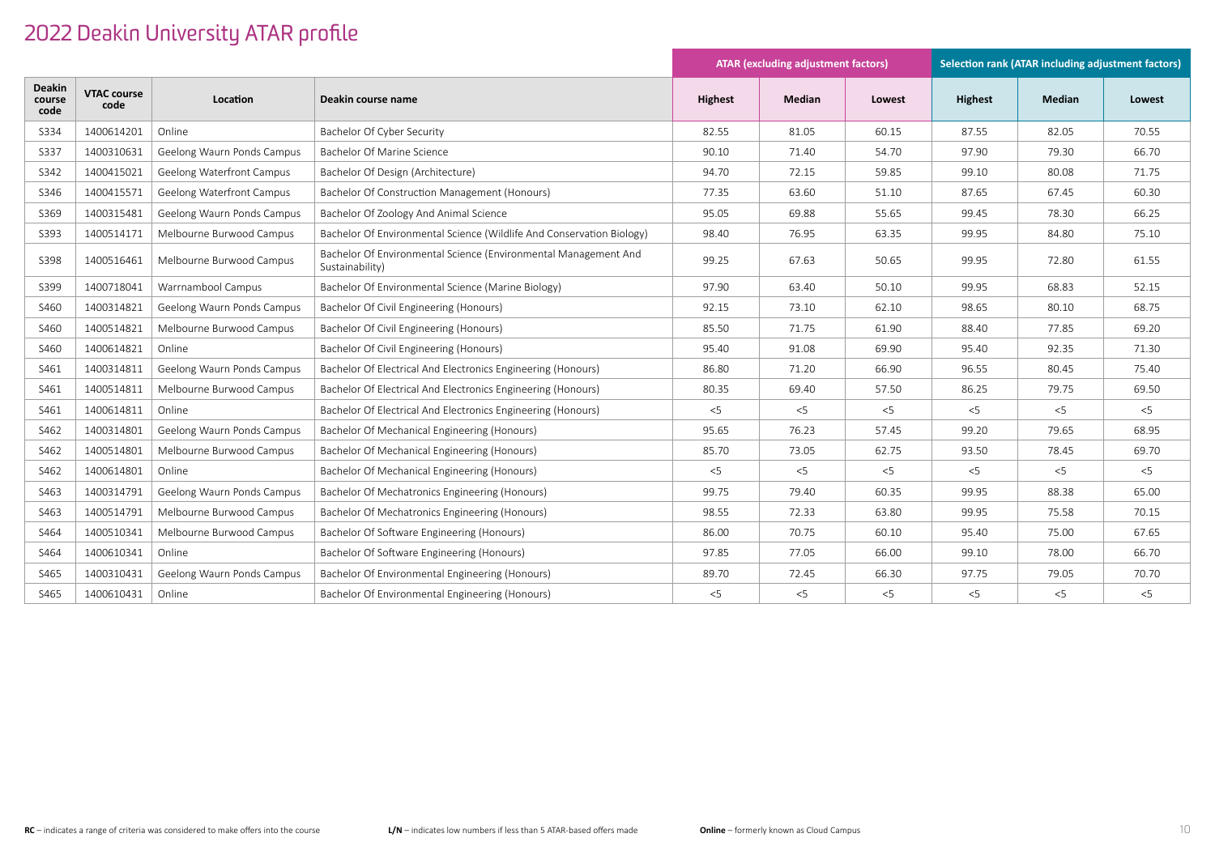# 2022 Deakin University ATAR profile

| Deakin course code | VTAC course code | Location | Deakin course name | ATAR (excluding adjustment factors) | | | Selection rank (ATAR including adjustment factors) | | |
|---|---|---|---|---|---|---|---|---|---|
| | | | | Highest | Median | Lowest | Highest | Median | Lowest |
| S334 | 1400614201 | Online | Bachelor Of Cyber Security | 82.55 | 81.05 | 60.15 | 87.55 | 82.05 | 70.55 |
| S337 | 1400310631 | Geelong Waurn Ponds Campus | Bachelor Of Marine Science | 90.10 | 71.40 | 54.70 | 97.90 | 79.30 | 66.70 |
| S342 | 1400415021 | Geelong Waterfront Campus | Bachelor Of Design (Architecture) | 94.70 | 72.15 | 59.85 | 99.10 | 80.08 | 71.75 |
| S346 | 1400415571 | Geelong Waterfront Campus | Bachelor Of Construction Management (Honours) | 77.35 | 63.60 | 51.10 | 87.65 | 67.45 | 60.30 |
| S369 | 1400315481 | Geelong Waurn Ponds Campus | Bachelor Of Zoology And Animal Science | 95.05 | 69.88 | 55.65 | 99.45 | 78.30 | 66.25 |
| S393 | 1400514171 | Melbourne Burwood Campus | Bachelor Of Environmental Science (Wildlife And Conservation Biology) | 98.40 | 76.95 | 63.35 | 99.95 | 84.80 | 75.10 |
| S398 | 1400516461 | Melbourne Burwood Campus | Bachelor Of Environmental Science (Environmental Management And Sustainability) | 99.25 | 67.63 | 50.65 | 99.95 | 72.80 | 61.55 |
| S399 | 1400718041 | Warrnambool Campus | Bachelor Of Environmental Science (Marine Biology) | 97.90 | 63.40 | 50.10 | 99.95 | 68.83 | 52.15 |
| S460 | 1400314821 | Geelong Waurn Ponds Campus | Bachelor Of Civil Engineering (Honours) | 92.15 | 73.10 | 62.10 | 98.65 | 80.10 | 68.75 |
| S460 | 1400514821 | Melbourne Burwood Campus | Bachelor Of Civil Engineering (Honours) | 85.50 | 71.75 | 61.90 | 88.40 | 77.85 | 69.20 |
| S460 | 1400614821 | Online | Bachelor Of Civil Engineering (Honours) | 95.40 | 91.08 | 69.90 | 95.40 | 92.35 | 71.30 |
| S461 | 1400314811 | Geelong Waurn Ponds Campus | Bachelor Of Electrical And Electronics Engineering (Honours) | 86.80 | 71.20 | 66.90 | 96.55 | 80.45 | 75.40 |
| S461 | 1400514811 | Melbourne Burwood Campus | Bachelor Of Electrical And Electronics Engineering (Honours) | 80.35 | 69.40 | 57.50 | 86.25 | 79.75 | 69.50 |
| S461 | 1400614811 | Online | Bachelor Of Electrical And Electronics Engineering (Honours) | <5 | <5 | <5 | <5 | <5 | <5 |
| S462 | 1400314801 | Geelong Waurn Ponds Campus | Bachelor Of Mechanical Engineering (Honours) | 95.65 | 76.23 | 57.45 | 99.20 | 79.65 | 68.95 |
| S462 | 1400514801 | Melbourne Burwood Campus | Bachelor Of Mechanical Engineering (Honours) | 85.70 | 73.05 | 62.75 | 93.50 | 78.45 | 69.70 |
| S462 | 1400614801 | Online | Bachelor Of Mechanical Engineering (Honours) | <5 | <5 | <5 | <5 | <5 | <5 |
| S463 | 1400314791 | Geelong Waurn Ponds Campus | Bachelor Of Mechatronics Engineering (Honours) | 99.75 | 79.40 | 60.35 | 99.95 | 88.38 | 65.00 |
| S463 | 1400514791 | Melbourne Burwood Campus | Bachelor Of Mechatronics Engineering (Honours) | 98.55 | 72.33 | 63.80 | 99.95 | 75.58 | 70.15 |
| S464 | 1400510341 | Melbourne Burwood Campus | Bachelor Of Software Engineering (Honours) | 86.00 | 70.75 | 60.10 | 95.40 | 75.00 | 67.65 |
| S464 | 1400610341 | Online | Bachelor Of Software Engineering (Honours) | 97.85 | 77.05 | 66.00 | 99.10 | 78.00 | 66.70 |
| S465 | 1400310431 | Geelong Waurn Ponds Campus | Bachelor Of Environmental Engineering (Honours) | 89.70 | 72.45 | 66.30 | 97.75 | 79.05 | 70.70 |
| S465 | 1400610431 | Online | Bachelor Of Environmental Engineering (Honours) | <5 | <5 | <5 | <5 | <5 | <5 |

**RC** – indicates a range of criteria was considered to make offers into the course

**L/N** – indicates low numbers if less than 5 ATAR-based offers made

**Online** – formerly known as Cloud Campus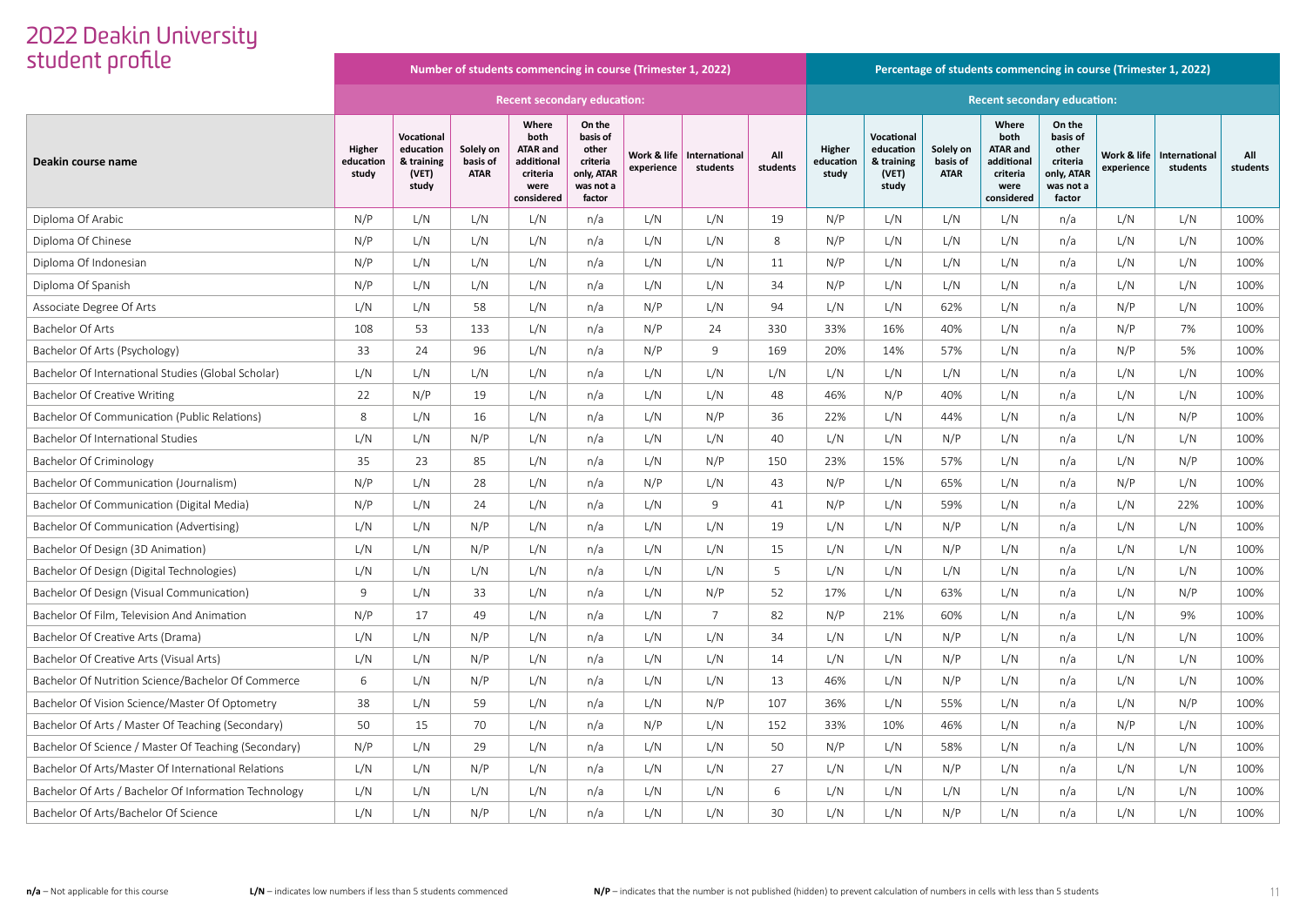# 2022 Deakin University student profile

| Deakin course name | Number of students commencing in course (Trimester 1, 2022) | | | | | | | | Percentage of students commencing in course (Trimester 1, 2022) | | | | | | | |
|---|---|---|---|---|---|---|---|---|---|---|---|---|---|---|---|---|
| | | | Recent secondary education: | | | | | | | | Recent secondary education: | | | | | |
| | Higher education study | Vocational education & training (VET) study | Solely on basis of ATAR | Where both ATAR and additional criteria were considered | On the basis of other criteria only, ATAR was not a factor | Work & life experience | International students | All students | Higher education study | Vocational education & training (VET) study | Solely on basis of ATAR | Where both ATAR and additional criteria were considered | On the basis of other criteria only, ATAR was not a factor | Work & life experience | International students | All students |
| Diploma Of Arabic | N/P | L/N | L/N | L/N | n/a | L/N | L/N | 19 | N/P | L/N | L/N | L/N | n/a | L/N | L/N | 100% |
| Diploma Of Chinese | N/P | L/N | L/N | L/N | n/a | L/N | L/N | 8 | N/P | L/N | L/N | L/N | n/a | L/N | L/N | 100% |
| Diploma Of Indonesian | N/P | L/N | L/N | L/N | n/a | L/N | L/N | 11 | N/P | L/N | L/N | L/N | n/a | L/N | L/N | 100% |
| Diploma Of Spanish | N/P | L/N | L/N | L/N | n/a | L/N | L/N | 34 | N/P | L/N | L/N | L/N | n/a | L/N | L/N | 100% |
| Associate Degree Of Arts | L/N | L/N | 58 | L/N | n/a | N/P | L/N | 94 | L/N | L/N | 62% | L/N | n/a | N/P | L/N | 100% |
| Bachelor Of Arts | 108 | 53 | 133 | L/N | n/a | N/P | 24 | 330 | 33% | 16% | 40% | L/N | n/a | N/P | 7% | 100% |
| Bachelor Of Arts (Psychology) | 33 | 24 | 96 | L/N | n/a | N/P | 9 | 169 | 20% | 14% | 57% | L/N | n/a | N/P | 5% | 100% |
| Bachelor Of International Studies (Global Scholar) | L/N | L/N | L/N | L/N | n/a | L/N | L/N | L/N | L/N | L/N | L/N | L/N | n/a | L/N | L/N | 100% |
| Bachelor Of Creative Writing | 22 | N/P | 19 | L/N | n/a | L/N | L/N | 48 | 46% | N/P | 40% | L/N | n/a | L/N | L/N | 100% |
| Bachelor Of Communication (Public Relations) | 8 | L/N | 16 | L/N | n/a | L/N | N/P | 36 | 22% | L/N | 44% | L/N | n/a | L/N | N/P | 100% |
| Bachelor Of International Studies | L/N | L/N | N/P | L/N | n/a | L/N | L/N | 40 | L/N | L/N | N/P | L/N | n/a | L/N | L/N | 100% |
| Bachelor Of Criminology | 35 | 23 | 85 | L/N | n/a | L/N | N/P | 150 | 23% | 15% | 57% | L/N | n/a | L/N | N/P | 100% |
| Bachelor Of Communication (Journalism) | N/P | L/N | 28 | L/N | n/a | N/P | L/N | 43 | N/P | L/N | 65% | L/N | n/a | N/P | L/N | 100% |
| Bachelor Of Communication (Digital Media) | N/P | L/N | 24 | L/N | n/a | L/N | 9 | 41 | N/P | L/N | 59% | L/N | n/a | L/N | 22% | 100% |
| Bachelor Of Communication (Advertising) | L/N | L/N | N/P | L/N | n/a | L/N | L/N | 19 | L/N | L/N | N/P | L/N | n/a | L/N | L/N | 100% |
| Bachelor Of Design (3D Animation) | L/N | L/N | N/P | L/N | n/a | L/N | L/N | 15 | L/N | L/N | N/P | L/N | n/a | L/N | L/N | 100% |
| Bachelor Of Design (Digital Technologies) | L/N | L/N | L/N | L/N | n/a | L/N | L/N | 5 | L/N | L/N | L/N | L/N | n/a | L/N | L/N | 100% |
| Bachelor Of Design (Visual Communication) | 9 | L/N | 33 | L/N | n/a | L/N | N/P | 52 | 17% | L/N | 63% | L/N | n/a | L/N | N/P | 100% |
| Bachelor Of Film, Television And Animation | N/P | 17 | 49 | L/N | n/a | L/N | 7 | 82 | N/P | 21% | 60% | L/N | n/a | L/N | 9% | 100% |
| Bachelor Of Creative Arts (Drama) | L/N | L/N | N/P | L/N | n/a | L/N | L/N | 34 | L/N | L/N | N/P | L/N | n/a | L/N | L/N | 100% |
| Bachelor Of Creative Arts (Visual Arts) | L/N | L/N | N/P | L/N | n/a | L/N | L/N | 14 | L/N | L/N | N/P | L/N | n/a | L/N | L/N | 100% |
| Bachelor Of Nutrition Science/Bachelor Of Commerce | 6 | L/N | N/P | L/N | n/a | L/N | L/N | 13 | 46% | L/N | N/P | L/N | n/a | L/N | L/N | 100% |
| Bachelor Of Vision Science/Master Of Optometry | 38 | L/N | 59 | L/N | n/a | L/N | N/P | 107 | 36% | L/N | 55% | L/N | n/a | L/N | N/P | 100% |
| Bachelor Of Arts / Master Of Teaching (Secondary) | 50 | 15 | 70 | L/N | n/a | N/P | L/N | 152 | 33% | 10% | 46% | L/N | n/a | N/P | L/N | 100% |
| Bachelor Of Science / Master Of Teaching (Secondary) | N/P | L/N | 29 | L/N | n/a | L/N | L/N | 50 | N/P | L/N | 58% | L/N | n/a | L/N | L/N | 100% |
| Bachelor Of Arts/Master Of International Relations | L/N | L/N | N/P | L/N | n/a | L/N | L/N | 27 | L/N | L/N | N/P | L/N | n/a | L/N | L/N | 100% |
| Bachelor Of Arts / Bachelor Of Information Technology | L/N | L/N | L/N | L/N | n/a | L/N | L/N | 6 | L/N | L/N | L/N | L/N | n/a | L/N | L/N | 100% |
| Bachelor Of Arts/Bachelor Of Science | L/N | L/N | N/P | L/N | n/a | L/N | L/N | 30 | L/N | L/N | N/P | L/N | n/a | L/N | L/N | 100% |

**n/a** – Not applicable for this course  **L/N** – indicates low numbers if less than 5 students commenced  **N/P** – indicates that the number is not published (hidden) to prevent calculation of numbers in cells with less than 5 students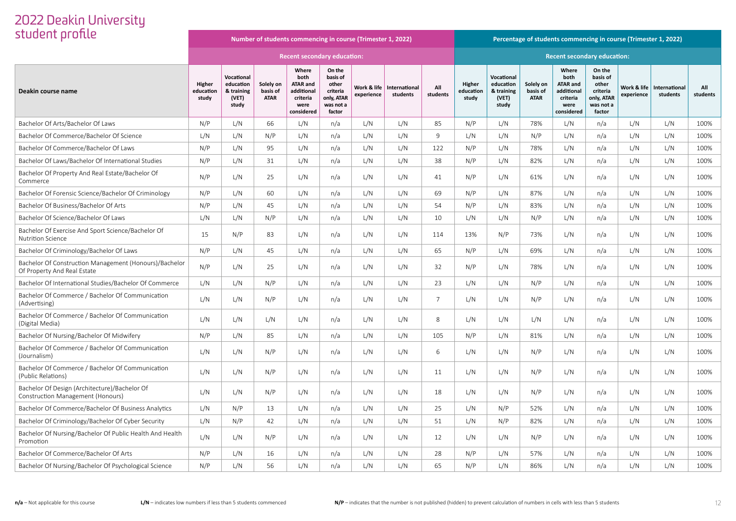# 2022 Deakin University student profile

| Deakin course name | Number of students commencing in course (Trimester 1, 2022) | | | | | | | | Percentage of students commencing in course (Trimester 1, 2022) | | | | | | | |
|---|---|---|---|---|---|---|---|---|---|---|---|---|---|---|---|---|
| | | | Recent secondary education: | | | | | | | | Recent secondary education: | | | | | |
| | Higher education study | Vocational education & training (VET) study | Solely on basis of ATAR | Where both ATAR and additional criteria were considered | On the basis of other criteria only, ATAR was not a factor | Work & life experience | International students | All students | Higher education study | Vocational education & training (VET) study | Solely on basis of ATAR | Where both ATAR and additional criteria were considered | On the basis of other criteria only, ATAR was not a factor | Work & life experience | International students | All students |
| Bachelor Of Arts/Bachelor Of Laws | N/P | L/N | 66 | L/N | n/a | L/N | L/N | 85 | N/P | L/N | 78% | L/N | n/a | L/N | L/N | 100% |
| Bachelor Of Commerce/Bachelor Of Science | L/N | L/N | N/P | L/N | n/a | L/N | L/N | 9 | L/N | L/N | N/P | L/N | n/a | L/N | L/N | 100% |
| Bachelor Of Commerce/Bachelor Of Laws | N/P | L/N | 95 | L/N | n/a | L/N | L/N | 122 | N/P | L/N | 78% | L/N | n/a | L/N | L/N | 100% |
| Bachelor Of Laws/Bachelor Of International Studies | N/P | L/N | 31 | L/N | n/a | L/N | L/N | 38 | N/P | L/N | 82% | L/N | n/a | L/N | L/N | 100% |
| Bachelor Of Property And Real Estate/Bachelor Of Commerce | N/P | L/N | 25 | L/N | n/a | L/N | L/N | 41 | N/P | L/N | 61% | L/N | n/a | L/N | L/N | 100% |
| Bachelor Of Forensic Science/Bachelor Of Criminology | N/P | L/N | 60 | L/N | n/a | L/N | L/N | 69 | N/P | L/N | 87% | L/N | n/a | L/N | L/N | 100% |
| Bachelor Of Business/Bachelor Of Arts | N/P | L/N | 45 | L/N | n/a | L/N | L/N | 54 | N/P | L/N | 83% | L/N | n/a | L/N | L/N | 100% |
| Bachelor Of Science/Bachelor Of Laws | L/N | L/N | N/P | L/N | n/a | L/N | L/N | 10 | L/N | L/N | N/P | L/N | n/a | L/N | L/N | 100% |
| Bachelor Of Exercise And Sport Science/Bachelor Of Nutrition Science | 15 | N/P | 83 | L/N | n/a | L/N | L/N | 114 | 13% | N/P | 73% | L/N | n/a | L/N | L/N | 100% |
| Bachelor Of Criminology/Bachelor Of Laws | N/P | L/N | 45 | L/N | n/a | L/N | L/N | 65 | N/P | L/N | 69% | L/N | n/a | L/N | L/N | 100% |
| Bachelor Of Construction Management (Honours)/Bachelor Of Property And Real Estate | N/P | L/N | 25 | L/N | n/a | L/N | L/N | 32 | N/P | L/N | 78% | L/N | n/a | L/N | L/N | 100% |
| Bachelor Of International Studies/Bachelor Of Commerce | L/N | L/N | N/P | L/N | n/a | L/N | L/N | 23 | L/N | L/N | N/P | L/N | n/a | L/N | L/N | 100% |
| Bachelor Of Commerce / Bachelor Of Communication (Advertising) | L/N | L/N | N/P | L/N | n/a | L/N | L/N | 7 | L/N | L/N | N/P | L/N | n/a | L/N | L/N | 100% |
| Bachelor Of Commerce / Bachelor Of Communication (Digital Media) | L/N | L/N | L/N | L/N | n/a | L/N | L/N | 8 | L/N | L/N | L/N | L/N | n/a | L/N | L/N | 100% |
| Bachelor Of Nursing/Bachelor Of Midwifery | N/P | L/N | 85 | L/N | n/a | L/N | L/N | 105 | N/P | L/N | 81% | L/N | n/a | L/N | L/N | 100% |
| Bachelor Of Commerce / Bachelor Of Communication (Journalism) | L/N | L/N | N/P | L/N | n/a | L/N | L/N | 6 | L/N | L/N | N/P | L/N | n/a | L/N | L/N | 100% |
| Bachelor Of Commerce / Bachelor Of Communication (Public Relations) | L/N | L/N | N/P | L/N | n/a | L/N | L/N | 11 | L/N | L/N | N/P | L/N | n/a | L/N | L/N | 100% |
| Bachelor Of Design (Architecture)/Bachelor Of Construction Management (Honours) | L/N | L/N | N/P | L/N | n/a | L/N | L/N | 18 | L/N | L/N | N/P | L/N | n/a | L/N | L/N | 100% |
| Bachelor Of Commerce/Bachelor Of Business Analytics | L/N | N/P | 13 | L/N | n/a | L/N | L/N | 25 | L/N | N/P | 52% | L/N | n/a | L/N | L/N | 100% |
| Bachelor Of Criminology/Bachelor Of Cyber Security | L/N | N/P | 42 | L/N | n/a | L/N | L/N | 51 | L/N | N/P | 82% | L/N | n/a | L/N | L/N | 100% |
| Bachelor Of Nursing/Bachelor Of Public Health And Health Promotion | L/N | L/N | N/P | L/N | n/a | L/N | L/N | 12 | L/N | L/N | N/P | L/N | n/a | L/N | L/N | 100% |
| Bachelor Of Commerce/Bachelor Of Arts | N/P | L/N | 16 | L/N | n/a | L/N | L/N | 28 | N/P | L/N | 57% | L/N | n/a | L/N | L/N | 100% |
| Bachelor Of Nursing/Bachelor Of Psychological Science | N/P | L/N | 56 | L/N | n/a | L/N | L/N | 65 | N/P | L/N | 86% | L/N | n/a | L/N | L/N | 100% |

**n/a** – Not applicable for this course **L/N** – indicates low numbers if less than 5 students commenced **N/P** – indicates that the number is not published (hidden) to prevent calculation of numbers in cells with less than 5 students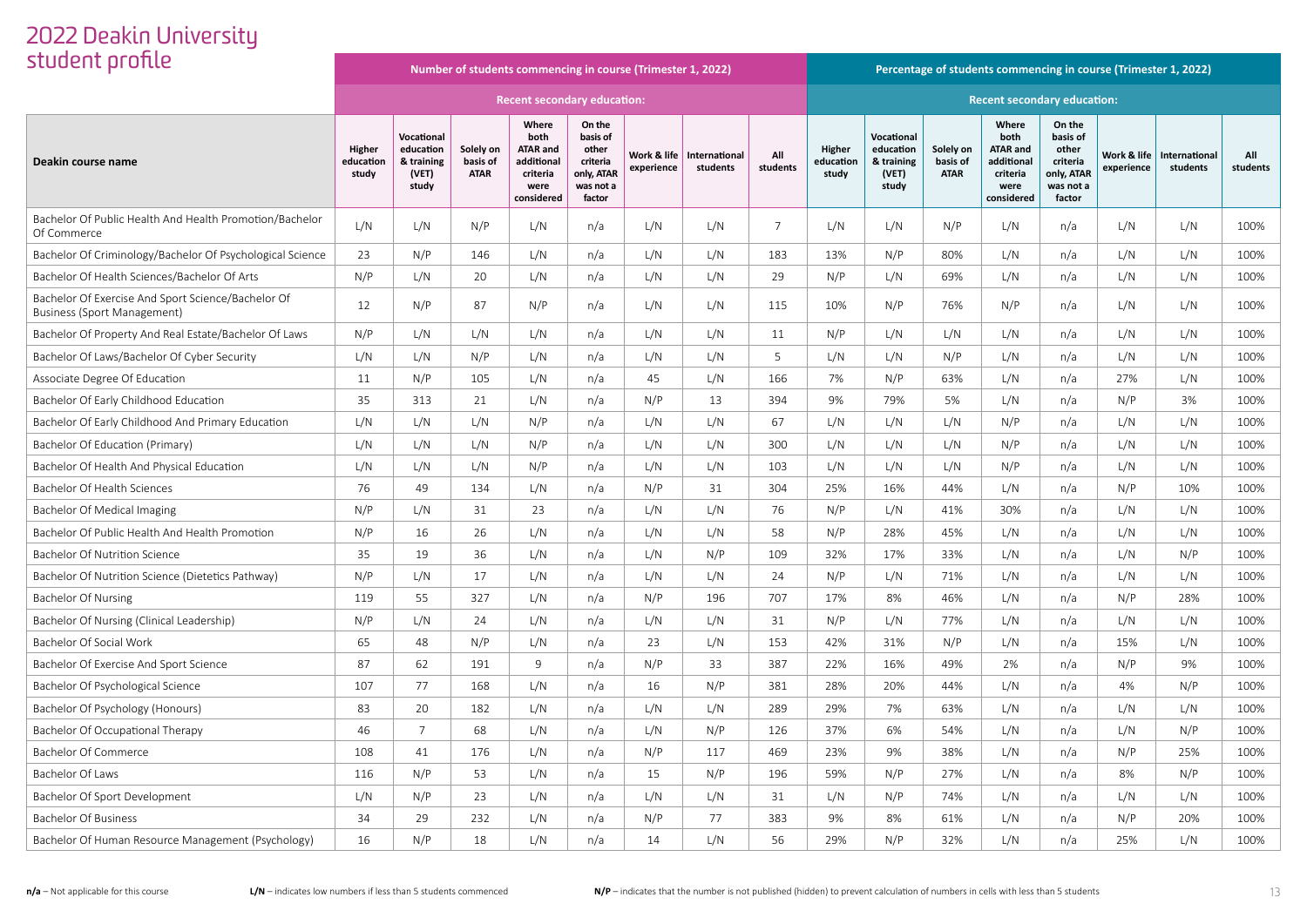# 2022 Deakin University student profile

| Deakin course name | Number of students commencing in course (Trimester 1, 2022) | | | | | | | | Percentage of students commencing in course (Trimester 1, 2022) | | | | | | | |
|---|---|---|---|---|---|---|---|---|---|---|---|---|---|---|---|---|
| | | | Recent secondary education: | | | | | | | | Recent secondary education: | | | | | |
| | Higher education study | Vocational education & training (VET) study | Solely on basis of ATAR | Where both ATAR and additional criteria were considered | On the basis of other criteria only, ATAR was not a factor | Work & life experience | International students | All students | Higher education study | Vocational education & training (VET) study | Solely on basis of ATAR | Where both ATAR and additional criteria were considered | On the basis of other criteria only, ATAR was not a factor | Work & life experience | International students | All students |
| Bachelor Of Public Health And Health Promotion/Bachelor Of Commerce | L/N | L/N | N/P | L/N | n/a | L/N | L/N | 7 | L/N | L/N | N/P | L/N | n/a | L/N | L/N | 100% |
| Bachelor Of Criminology/Bachelor Of Psychological Science | 23 | N/P | 146 | L/N | n/a | L/N | L/N | 183 | 13% | N/P | 80% | L/N | n/a | L/N | L/N | 100% |
| Bachelor Of Health Sciences/Bachelor Of Arts | N/P | L/N | 20 | L/N | n/a | L/N | L/N | 29 | N/P | L/N | 69% | L/N | n/a | L/N | L/N | 100% |
| Bachelor Of Exercise And Sport Science/Bachelor Of Business (Sport Management) | 12 | N/P | 87 | N/P | n/a | L/N | L/N | 115 | 10% | N/P | 76% | N/P | n/a | L/N | L/N | 100% |
| Bachelor Of Property And Real Estate/Bachelor Of Laws | N/P | L/N | L/N | L/N | n/a | L/N | L/N | 11 | N/P | L/N | L/N | L/N | n/a | L/N | L/N | 100% |
| Bachelor Of Laws/Bachelor Of Cyber Security | L/N | L/N | N/P | L/N | n/a | L/N | L/N | 5 | L/N | L/N | N/P | L/N | n/a | L/N | L/N | 100% |
| Associate Degree Of Education | 11 | N/P | 105 | L/N | n/a | 45 | L/N | 166 | 7% | N/P | 63% | L/N | n/a | 27% | L/N | 100% |
| Bachelor Of Early Childhood Education | 35 | 313 | 21 | L/N | n/a | N/P | 13 | 394 | 9% | 79% | 5% | L/N | n/a | N/P | 3% | 100% |
| Bachelor Of Early Childhood And Primary Education | L/N | L/N | L/N | N/P | n/a | L/N | L/N | 67 | L/N | L/N | L/N | N/P | n/a | L/N | L/N | 100% |
| Bachelor Of Education (Primary) | L/N | L/N | L/N | N/P | n/a | L/N | L/N | 300 | L/N | L/N | L/N | N/P | n/a | L/N | L/N | 100% |
| Bachelor Of Health And Physical Education | L/N | L/N | L/N | N/P | n/a | L/N | L/N | 103 | L/N | L/N | L/N | N/P | n/a | L/N | L/N | 100% |
| Bachelor Of Health Sciences | 76 | 49 | 134 | L/N | n/a | N/P | 31 | 304 | 25% | 16% | 44% | L/N | n/a | N/P | 10% | 100% |
| Bachelor Of Medical Imaging | N/P | L/N | 31 | 23 | n/a | L/N | L/N | 76 | N/P | L/N | 41% | 30% | n/a | L/N | L/N | 100% |
| Bachelor Of Public Health And Health Promotion | N/P | 16 | 26 | L/N | n/a | L/N | L/N | 58 | N/P | 28% | 45% | L/N | n/a | L/N | L/N | 100% |
| Bachelor Of Nutrition Science | 35 | 19 | 36 | L/N | n/a | L/N | N/P | 109 | 32% | 17% | 33% | L/N | n/a | L/N | N/P | 100% |
| Bachelor Of Nutrition Science (Dietetics Pathway) | N/P | L/N | 17 | L/N | n/a | L/N | L/N | 24 | N/P | L/N | 71% | L/N | n/a | L/N | L/N | 100% |
| Bachelor Of Nursing | 119 | 55 | 327 | L/N | n/a | N/P | 196 | 707 | 17% | 8% | 46% | L/N | n/a | N/P | 28% | 100% |
| Bachelor Of Nursing (Clinical Leadership) | N/P | L/N | 24 | L/N | n/a | L/N | L/N | 31 | N/P | L/N | 77% | L/N | n/a | L/N | L/N | 100% |
| Bachelor Of Social Work | 65 | 48 | N/P | L/N | n/a | 23 | L/N | 153 | 42% | 31% | N/P | L/N | n/a | 15% | L/N | 100% |
| Bachelor Of Exercise And Sport Science | 87 | 62 | 191 | 9 | n/a | N/P | 33 | 387 | 22% | 16% | 49% | 2% | n/a | N/P | 9% | 100% |
| Bachelor Of Psychological Science | 107 | 77 | 168 | L/N | n/a | 16 | N/P | 381 | 28% | 20% | 44% | L/N | n/a | 4% | N/P | 100% |
| Bachelor Of Psychology (Honours) | 83 | 20 | 182 | L/N | n/a | L/N | L/N | 289 | 29% | 7% | 63% | L/N | n/a | L/N | L/N | 100% |
| Bachelor Of Occupational Therapy | 46 | 7 | 68 | L/N | n/a | L/N | N/P | 126 | 37% | 6% | 54% | L/N | n/a | L/N | N/P | 100% |
| Bachelor Of Commerce | 108 | 41 | 176 | L/N | n/a | N/P | 117 | 469 | 23% | 9% | 38% | L/N | n/a | N/P | 25% | 100% |
| Bachelor Of Laws | 116 | N/P | 53 | L/N | n/a | 15 | N/P | 196 | 59% | N/P | 27% | L/N | n/a | 8% | N/P | 100% |
| Bachelor Of Sport Development | L/N | N/P | 23 | L/N | n/a | L/N | L/N | 31 | L/N | N/P | 74% | L/N | n/a | L/N | L/N | 100% |
| Bachelor Of Business | 34 | 29 | 232 | L/N | n/a | N/P | 77 | 383 | 9% | 8% | 61% | L/N | n/a | N/P | 20% | 100% |
| Bachelor Of Human Resource Management (Psychology) | 16 | N/P | 18 | L/N | n/a | 14 | L/N | 56 | 29% | N/P | 32% | L/N | n/a | 25% | L/N | 100% |

**n/a** – Not applicable for this course **L/N** – indicates low numbers if less than 5 students commenced **N/P** – indicates that the number is not published (hidden) to prevent calculation of numbers in cells with less than 5 students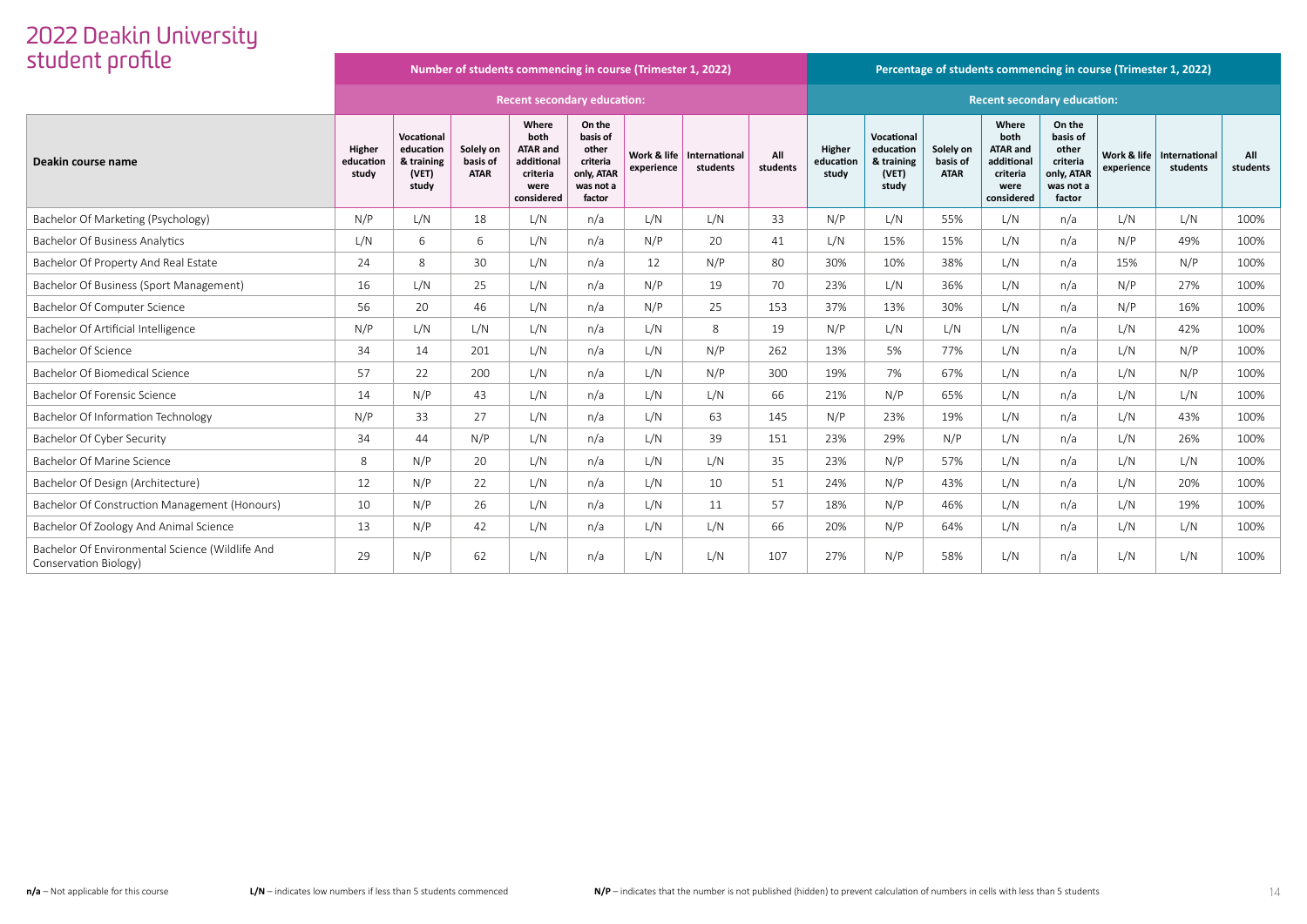# 2022 Deakin University student profile

| Deakin course name | Number of students commencing in course (Trimester 1, 2022) | | | | | | | | Percentage of students commencing in course (Trimester 1, 2022) | | | | | | | |
|---|---|---|---|---|---|---|---|---|---|---|---|---|---|---|---|---|
| | | | Recent secondary education: | | | | | | | | Recent secondary education: | | | | | |
| | Higher education study | Vocational education & training (VET) study | Solely on basis of ATAR | Where both ATAR and additional criteria were considered | On the basis of other criteria only, ATAR was not a factor | Work & life experience | International students | All students | Higher education study | Vocational education & training (VET) study | Solely on basis of ATAR | Where both ATAR and additional criteria were considered | On the basis of other criteria only, ATAR was not a factor | Work & life experience | International students | All students |
| Bachelor Of Marketing (Psychology) | N/P | L/N | 18 | L/N | n/a | L/N | L/N | 33 | N/P | L/N | 55% | L/N | n/a | L/N | L/N | 100% |
| Bachelor Of Business Analytics | L/N | 6 | 6 | L/N | n/a | N/P | 20 | 41 | L/N | 15% | 15% | L/N | n/a | N/P | 49% | 100% |
| Bachelor Of Property And Real Estate | 24 | 8 | 30 | L/N | n/a | 12 | N/P | 80 | 30% | 10% | 38% | L/N | n/a | 15% | N/P | 100% |
| Bachelor Of Business (Sport Management) | 16 | L/N | 25 | L/N | n/a | N/P | 19 | 70 | 23% | L/N | 36% | L/N | n/a | N/P | 27% | 100% |
| Bachelor Of Computer Science | 56 | 20 | 46 | L/N | n/a | N/P | 25 | 153 | 37% | 13% | 30% | L/N | n/a | N/P | 16% | 100% |
| Bachelor Of Artificial Intelligence | N/P | L/N | L/N | L/N | n/a | L/N | 8 | 19 | N/P | L/N | L/N | L/N | n/a | L/N | 42% | 100% |
| Bachelor Of Science | 34 | 14 | 201 | L/N | n/a | L/N | N/P | 262 | 13% | 5% | 77% | L/N | n/a | L/N | N/P | 100% |
| Bachelor Of Biomedical Science | 57 | 22 | 200 | L/N | n/a | L/N | N/P | 300 | 19% | 7% | 67% | L/N | n/a | L/N | N/P | 100% |
| Bachelor Of Forensic Science | 14 | N/P | 43 | L/N | n/a | L/N | L/N | 66 | 21% | N/P | 65% | L/N | n/a | L/N | L/N | 100% |
| Bachelor Of Information Technology | N/P | 33 | 27 | L/N | n/a | L/N | 63 | 145 | N/P | 23% | 19% | L/N | n/a | L/N | 43% | 100% |
| Bachelor Of Cyber Security | 34 | 44 | N/P | L/N | n/a | L/N | 39 | 151 | 23% | 29% | N/P | L/N | n/a | L/N | 26% | 100% |
| Bachelor Of Marine Science | 8 | N/P | 20 | L/N | n/a | L/N | L/N | 35 | 23% | N/P | 57% | L/N | n/a | L/N | L/N | 100% |
| Bachelor Of Design (Architecture) | 12 | N/P | 22 | L/N | n/a | L/N | 10 | 51 | 24% | N/P | 43% | L/N | n/a | L/N | 20% | 100% |
| Bachelor Of Construction Management (Honours) | 10 | N/P | 26 | L/N | n/a | L/N | 11 | 57 | 18% | N/P | 46% | L/N | n/a | L/N | 19% | 100% |
| Bachelor Of Zoology And Animal Science | 13 | N/P | 42 | L/N | n/a | L/N | L/N | 66 | 20% | N/P | 64% | L/N | n/a | L/N | L/N | 100% |
| Bachelor Of Environmental Science (Wildlife And Conservation Biology) | 29 | N/P | 62 | L/N | n/a | L/N | L/N | 107 | 27% | N/P | 58% | L/N | n/a | L/N | L/N | 100% |

**n/a** – Not applicable for this course  **L/N** – indicates low numbers if less than 5 students commenced  **N/P** – indicates that the number is not published (hidden) to prevent calculation of numbers in cells with less than 5 students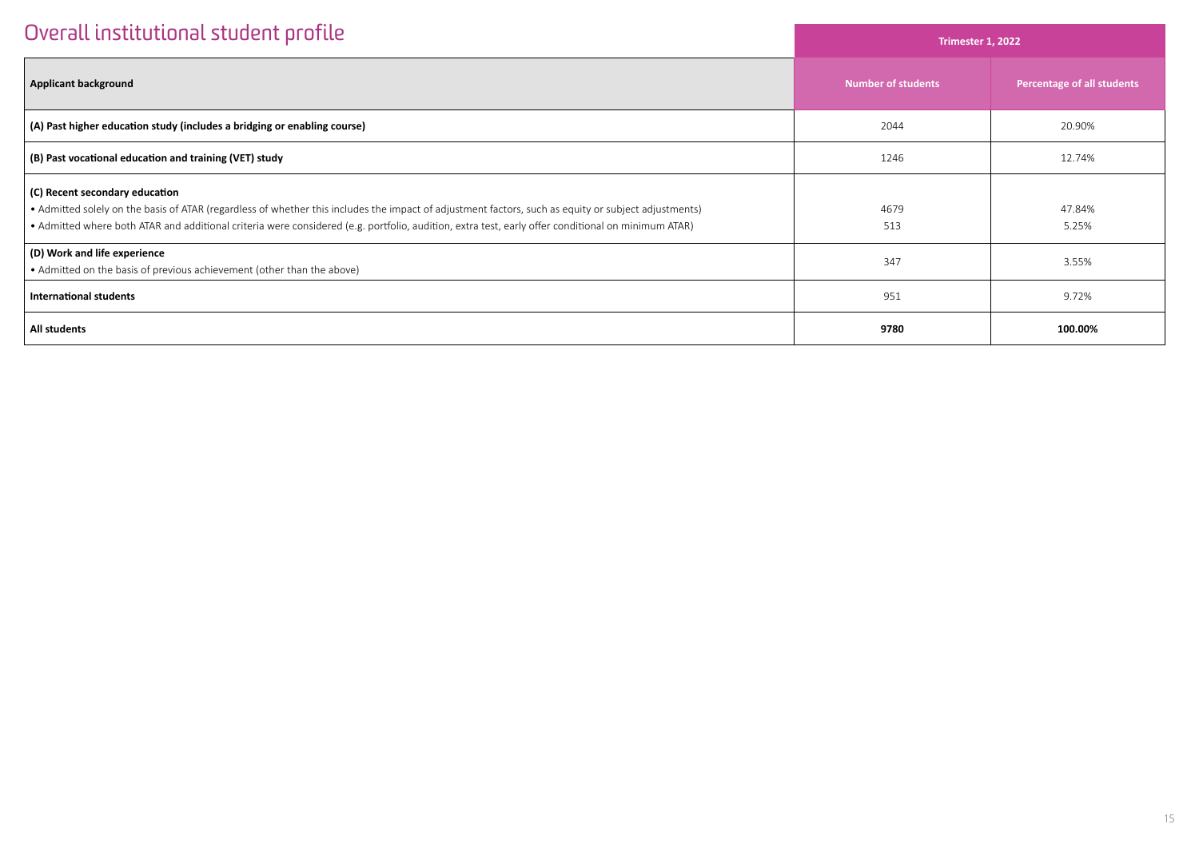## Overall institutional student profile

| Applicant background | Trimester 1, 2022 | |
|---|---|---|
| | **Number of students** | **Percentage of all students** |
| **(A) Past higher education study (includes a bridging or enabling course)** | 2044 | 20.90% |
| **(B) Past vocational education and training (VET) study** | 1246 | 12.74% |
| **(C) Recent secondary education** | | |
| • Admitted solely on the basis of ATAR (regardless of whether this includes the impact of adjustment factors, such as equity or subject adjustments) | 4679 | 47.84% |
| • Admitted where both ATAR and additional criteria were considered (e.g. portfolio, audition, extra test, early offer conditional on minimum ATAR) | 513 | 5.25% |
| **(D) Work and life experience** • Admitted on the basis of previous achievement (other than the above) | 347 | 3.55% |
| **International students** | 951 | 9.72% |
| **All students** | **9780** | **100.00%** |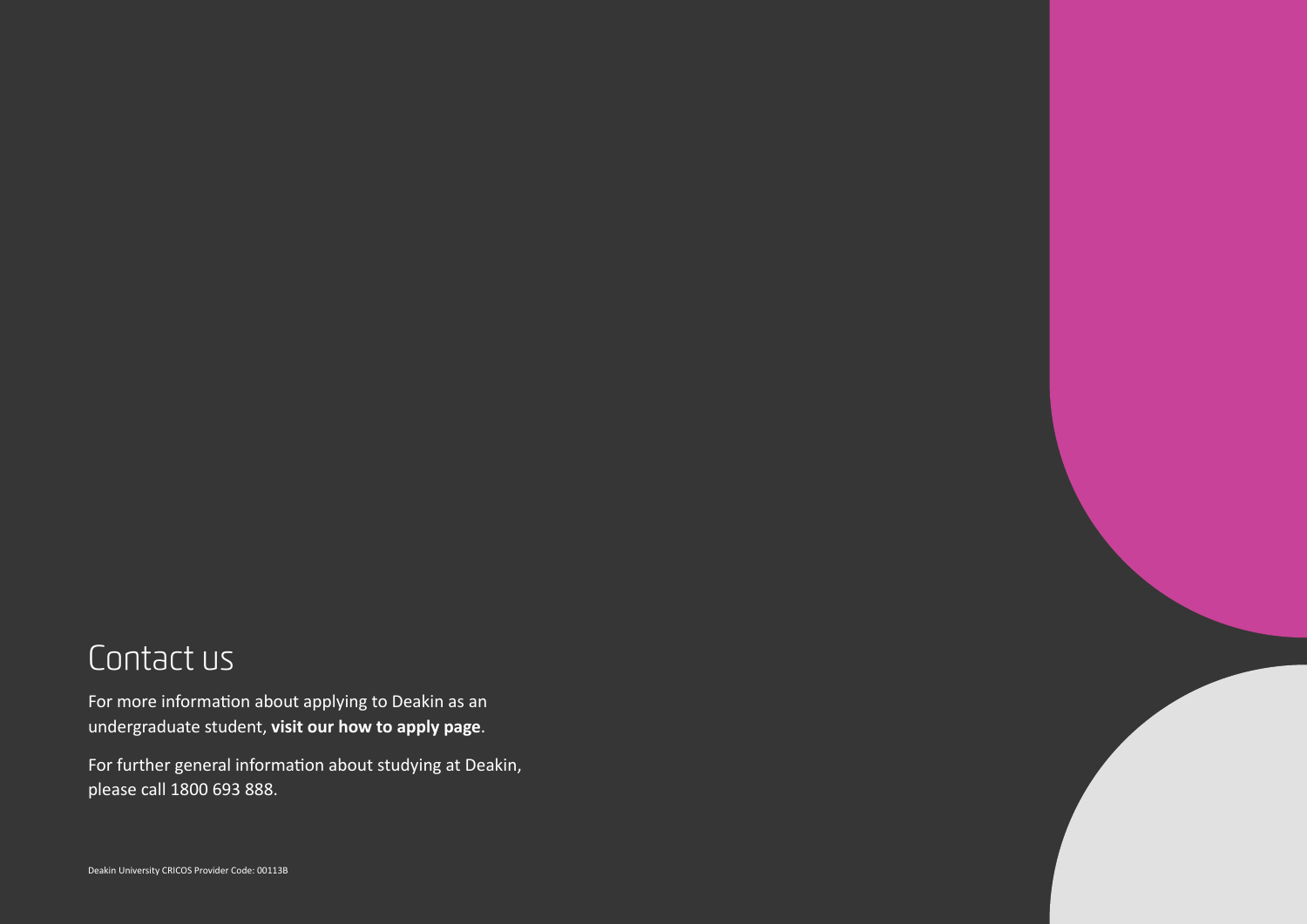# Contact us

For more information about applying to Deakin as an undergraduate student, **visit our how to apply page**.

For further general information about studying at Deakin, please call 1800 693 888.

Deakin University CRICOS Provider Code: 00113B